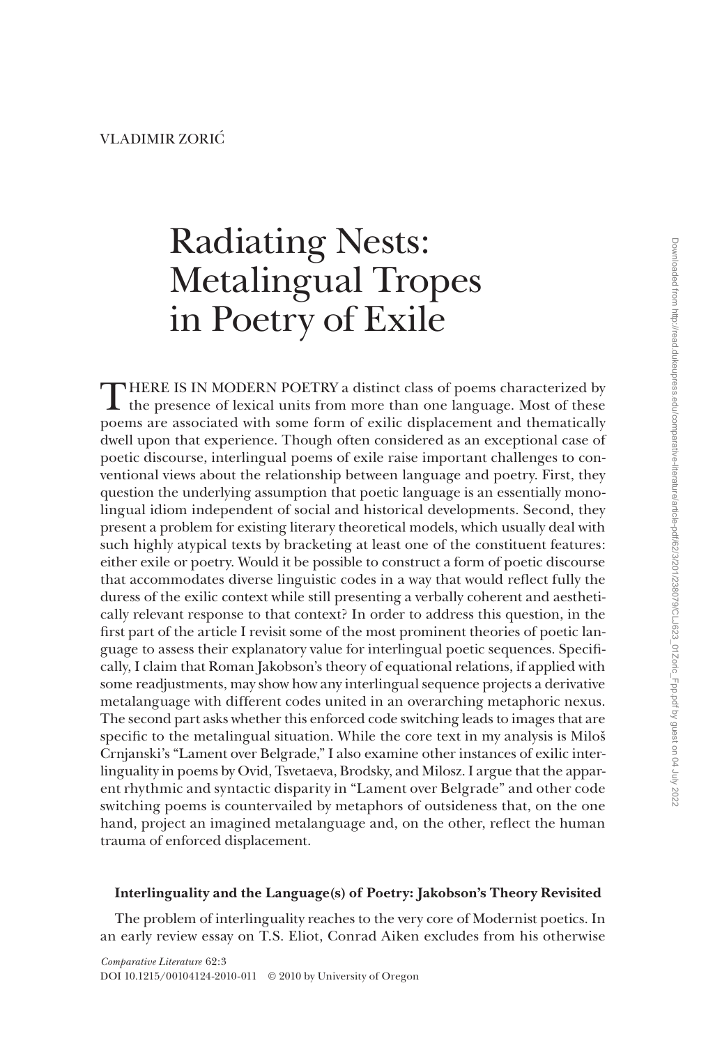VLADIMIR ZORIĆ

# Radiating Nests: Metalingual Tropes in Poetry of Exile

THERE IS IN MODERN POETRY a distinct class of poems characterized by the presence of lexical units from more than one language. Most of these poems are associated with some form of exilic displacement and thematically dwell upon that experience. Though often considered as an exceptional case of poetic discourse, interlingual poems of exile raise important challenges to conventional views about the relationship between language and poetry. First, they question the underlying assumption that poetic language is an essentially monolingual idiom independent of social and historical developments. Second, they present a problem for existing literary theoretical models, which usually deal with such highly atypical texts by bracketing at least one of the constituent features: either exile or poetry. Would it be possible to construct a form of poetic discourse that accommodates diverse linguistic codes in a way that would reflect fully the duress of the exilic context while still presenting a verbally coherent and aesthetically relevant response to that context? In order to address this question, in the first part of the article I revisit some of the most prominent theories of poetic language to assess their explanatory value for interlingual poetic sequences. Specifically, I claim that Roman Jakobson's theory of equational relations, if applied with some readjustments, may show how any interlingual sequence projects a derivative metalanguage with different codes united in an overarching metaphoric nexus. The second part asks whether this enforced code switching leads to images that are specific to the metalingual situation. While the core text in my analysis is Miloš Crnjanski's "Lament over Belgrade," I also examine other instances of exilic interlinguality in poems by Ovid, Tsvetaeva, Brodsky, and Milosz. I argue that the apparent rhythmic and syntactic disparity in "Lament over Belgrade" and other code switching poems is countervailed by metaphors of outsideness that, on the one hand, project an imagined metalanguage and, on the other, reflect the human trauma of enforced displacement.

## Interlinguality and the Language(s) of Poetry: Jakobson's Theory Revisited

The problem of interlinguality reaches to the very core of Modernist poetics. In an early review essay on T.S. Eliot, Conrad Aiken excludes from his otherwise

*Comparative Literature* 62:3
DOI 10.1215/00104124-2010-011 © 2010 by University of Oregon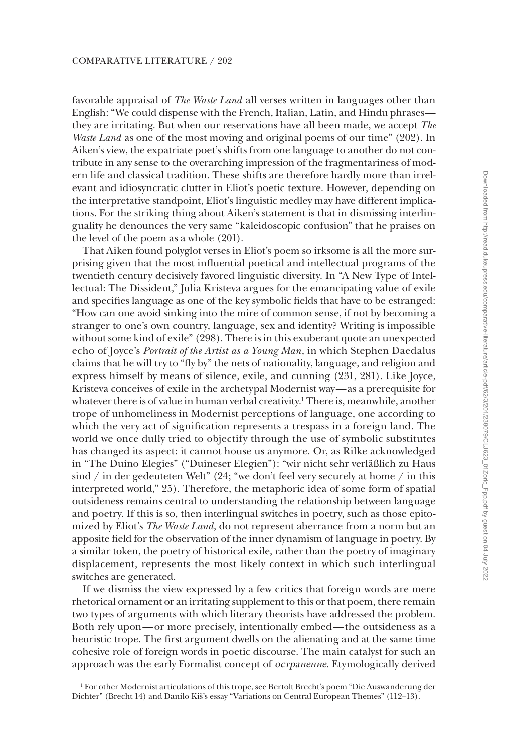favorable appraisal of *The Waste Land* all verses written in languages other than English: "We could dispense with the French, Italian, Latin, and Hindu phrases—they are irritating. But when our reservations have all been made, we accept *The Waste Land* as one of the most moving and original poems of our time" (202). In Aiken's view, the expatriate poet's shifts from one language to another do not contribute in any sense to the overarching impression of the fragmentariness of modern life and classical tradition. These shifts are therefore hardly more than irrelevant and idiosyncratic clutter in Eliot's poetic texture. However, depending on the interpretative standpoint, Eliot's linguistic medley may have different implications. For the striking thing about Aiken's statement is that in dismissing interlinguality he denounces the very same "kaleidoscopic confusion" that he praises on the level of the poem as a whole (201).

That Aiken found polyglot verses in Eliot's poem so irksome is all the more surprising given that the most influential poetical and intellectual programs of the twentieth century decisively favored linguistic diversity. In "A New Type of Intellectual: The Dissident," Julia Kristeva argues for the emancipating value of exile and specifies language as one of the key symbolic fields that have to be estranged: "How can one avoid sinking into the mire of common sense, if not by becoming a stranger to one's own country, language, sex and identity? Writing is impossible without some kind of exile" (298). There is in this exuberant quote an unexpected echo of Joyce's *Portrait of the Artist as a Young Man*, in which Stephen Daedalus claims that he will try to "fly by" the nets of nationality, language, and religion and express himself by means of silence, exile, and cunning (231, 281). Like Joyce, Kristeva conceives of exile in the archetypal Modernist way—as a prerequisite for whatever there is of value in human verbal creativity.[1] There is, meanwhile, another trope of unhomeliness in Modernist perceptions of language, one according to which the very act of signification represents a trespass in a foreign land. The world we once dully tried to objectify through the use of symbolic substitutes has changed its aspect: it cannot house us anymore. Or, as Rilke acknowledged in "The Duino Elegies" ("Duineser Elegien"): "wir nicht sehr verläßlich zu Haus sind / in der gedeuteten Welt" (24; "we don't feel very securely at home / in this interpreted world," 25). Therefore, the metaphoric idea of some form of spatial outsideness remains central to understanding the relationship between language and poetry. If this is so, then interlingual switches in poetry, such as those epitomized by Eliot's *The Waste Land*, do not represent aberrance from a norm but an apposite field for the observation of the inner dynamism of language in poetry. By a similar token, the poetry of historical exile, rather than the poetry of imaginary displacement, represents the most likely context in which such interlingual switches are generated.

If we dismiss the view expressed by a few critics that foreign words are mere rhetorical ornament or an irritating supplement to this or that poem, there remain two types of arguments with which literary theorists have addressed the problem. Both rely upon—or more precisely, intentionally embed—the outsideness as a heuristic trope. The first argument dwells on the alienating and at the same time cohesive role of foreign words in poetic discourse. The main catalyst for such an approach was the early Formalist concept of *остранение*. Etymologically derived

[1] For other Modernist articulations of this trope, see Bertolt Brecht's poem "Die Auswanderung der Dichter" (Brecht 14) and Danilo Kiš's essay "Variations on Central European Themes" (112–13).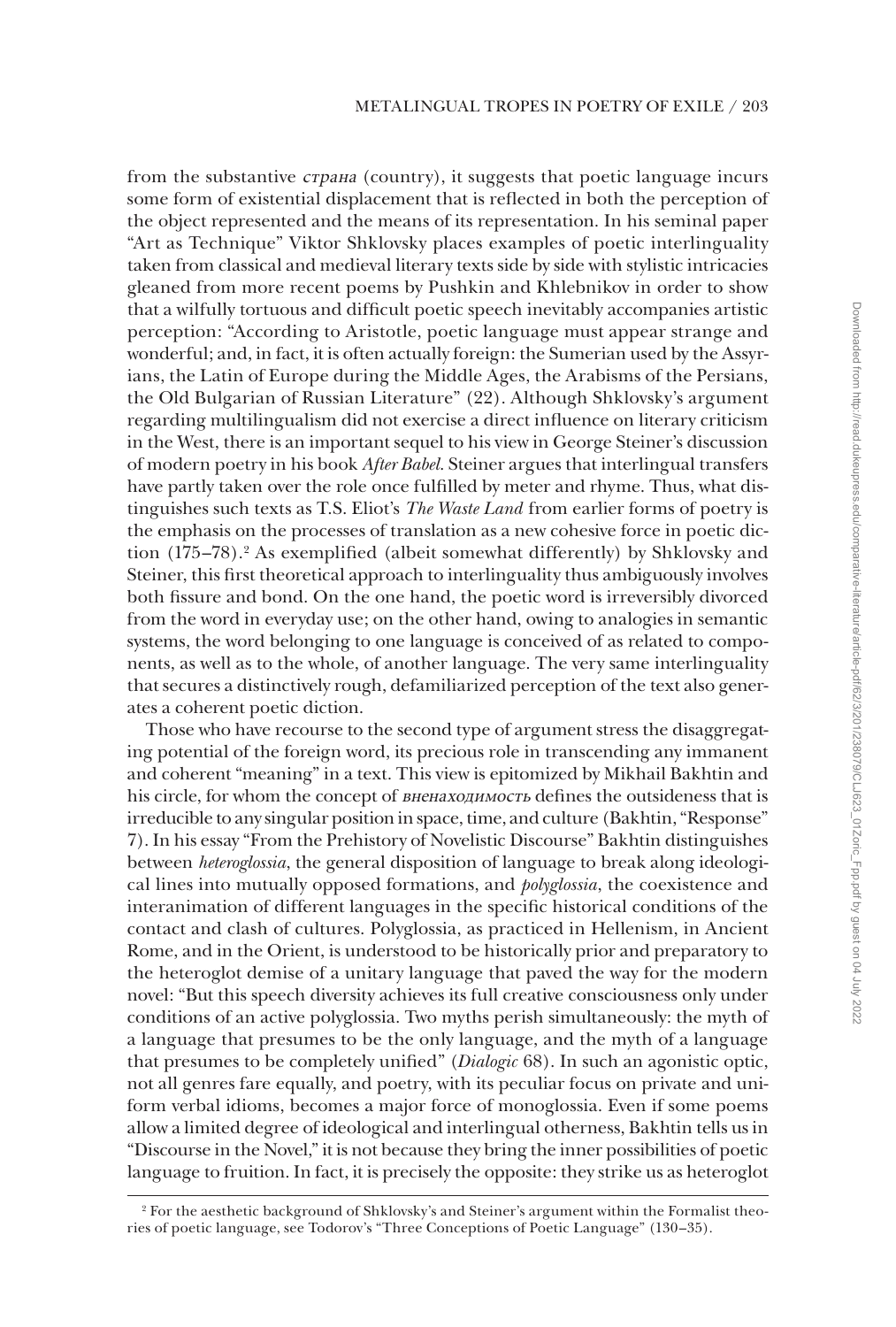from the substantive *страна* (country), it suggests that poetic language incurs some form of existential displacement that is reflected in both the perception of the object represented and the means of its representation. In his seminal paper "Art as Technique" Viktor Shklovsky places examples of poetic interlinguality taken from classical and medieval literary texts side by side with stylistic intricacies gleaned from more recent poems by Pushkin and Khlebnikov in order to show that a wilfully tortuous and difficult poetic speech inevitably accompanies artistic perception: "According to Aristotle, poetic language must appear strange and wonderful; and, in fact, it is often actually foreign: the Sumerian used by the Assyrians, the Latin of Europe during the Middle Ages, the Arabisms of the Persians, the Old Bulgarian of Russian Literature" (22). Although Shklovsky's argument regarding multilingualism did not exercise a direct influence on literary criticism in the West, there is an important sequel to his view in George Steiner's discussion of modern poetry in his book *After Babel*. Steiner argues that interlingual transfers have partly taken over the role once fulfilled by meter and rhyme. Thus, what distinguishes such texts as T.S. Eliot's *The Waste Land* from earlier forms of poetry is the emphasis on the processes of translation as a new cohesive force in poetic diction (175–78).[2] As exemplified (albeit somewhat differently) by Shklovsky and Steiner, this first theoretical approach to interlinguality thus ambiguously involves both fissure and bond. On the one hand, the poetic word is irreversibly divorced from the word in everyday use; on the other hand, owing to analogies in semantic systems, the word belonging to one language is conceived of as related to components, as well as to the whole, of another language. The very same interlinguality that secures a distinctively rough, defamiliarized perception of the text also generates a coherent poetic diction.

Those who have recourse to the second type of argument stress the disaggregating potential of the foreign word, its precious role in transcending any immanent and coherent "meaning" in a text. This view is epitomized by Mikhail Bakhtin and his circle, for whom the concept of *вненаходимость* defines the outsideness that is irreducible to any singular position in space, time, and culture (Bakhtin, "Response" 7). In his essay "From the Prehistory of Novelistic Discourse" Bakhtin distinguishes between *heteroglossia*, the general disposition of language to break along ideological lines into mutually opposed formations, and *polyglossia*, the coexistence and interanimation of different languages in the specific historical conditions of the contact and clash of cultures. Polyglossia, as practiced in Hellenism, in Ancient Rome, and in the Orient, is understood to be historically prior and preparatory to the heteroglot demise of a unitary language that paved the way for the modern novel: "But this speech diversity achieves its full creative consciousness only under conditions of an active polyglossia. Two myths perish simultaneously: the myth of a language that presumes to be the only language, and the myth of a language that presumes to be completely unified" (*Dialogic* 68). In such an agonistic optic, not all genres fare equally, and poetry, with its peculiar focus on private and uniform verbal idioms, becomes a major force of monoglossia. Even if some poems allow a limited degree of ideological and interlingual otherness, Bakhtin tells us in "Discourse in the Novel," it is not because they bring the inner possibilities of poetic language to fruition. In fact, it is precisely the opposite: they strike us as heteroglot

[2] For the aesthetic background of Shklovsky's and Steiner's argument within the Formalist theories of poetic language, see Todorov's "Three Conceptions of Poetic Language" (130–35).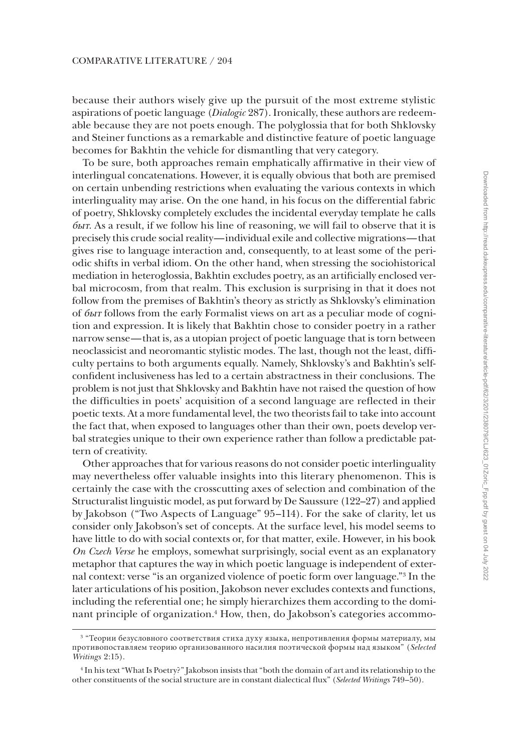because their authors wisely give up the pursuit of the most extreme stylistic aspirations of poetic language (*Dialogic* 287). Ironically, these authors are redeemable because they are not poets enough. The polyglossia that for both Shklovsky and Steiner functions as a remarkable and distinctive feature of poetic language becomes for Bakhtin the vehicle for dismantling that very category.

To be sure, both approaches remain emphatically affirmative in their view of interlingual concatenations. However, it is equally obvious that both are premised on certain unbending restrictions when evaluating the various contexts in which interlinguality may arise. On the one hand, in his focus on the differential fabric of poetry, Shklovsky completely excludes the incidental everyday template he calls *быт*. As a result, if we follow his line of reasoning, we will fail to observe that it is precisely this crude social reality—individual exile and collective migrations—that gives rise to language interaction and, consequently, to at least some of the periodic shifts in verbal idiom. On the other hand, when stressing the sociohistorical mediation in heteroglossia, Bakhtin excludes poetry, as an artificially enclosed verbal microcosm, from that realm. This exclusion is surprising in that it does not follow from the premises of Bakhtin's theory as strictly as Shklovsky's elimination of *быт* follows from the early Formalist views on art as a peculiar mode of cognition and expression. It is likely that Bakhtin chose to consider poetry in a rather narrow sense—that is, as a utopian project of poetic language that is torn between neoclassicist and neoromantic stylistic modes. The last, though not the least, difficulty pertains to both arguments equally. Namely, Shklovsky's and Bakhtin's self-confident inclusiveness has led to a certain abstractness in their conclusions. The problem is not just that Shklovsky and Bakhtin have not raised the question of how the difficulties in poets' acquisition of a second language are reflected in their poetic texts. At a more fundamental level, the two theorists fail to take into account the fact that, when exposed to languages other than their own, poets develop verbal strategies unique to their own experience rather than follow a predictable pattern of creativity.

Other approaches that for various reasons do not consider poetic interlinguality may nevertheless offer valuable insights into this literary phenomenon. This is certainly the case with the crosscutting axes of selection and combination of the Structuralist linguistic model, as put forward by De Saussure (122–27) and applied by Jakobson ("Two Aspects of Language" 95–114). For the sake of clarity, let us consider only Jakobson's set of concepts. At the surface level, his model seems to have little to do with social contexts or, for that matter, exile. However, in his book *On Czech Verse* he employs, somewhat surprisingly, social event as an explanatory metaphor that captures the way in which poetic language is independent of external context: verse "is an organized violence of poetic form over language."[3] In the later articulations of his position, Jakobson never excludes contexts and functions, including the referential one; he simply hierarchizes them according to the dominant principle of organization.[4] How, then, do Jakobson's categories accommo-

[3] "Теории безусловного соответствия стиха духу языка, непротивления формы материалу, мы противопоставляем теорию организованного насилия поэтической формы над языком" (*Selected Writings* 2:15).

[4] In his text "What Is Poetry?" Jakobson insists that "both the domain of art and its relationship to the other constituents of the social structure are in constant dialectical flux" (*Selected Writings* 749–50).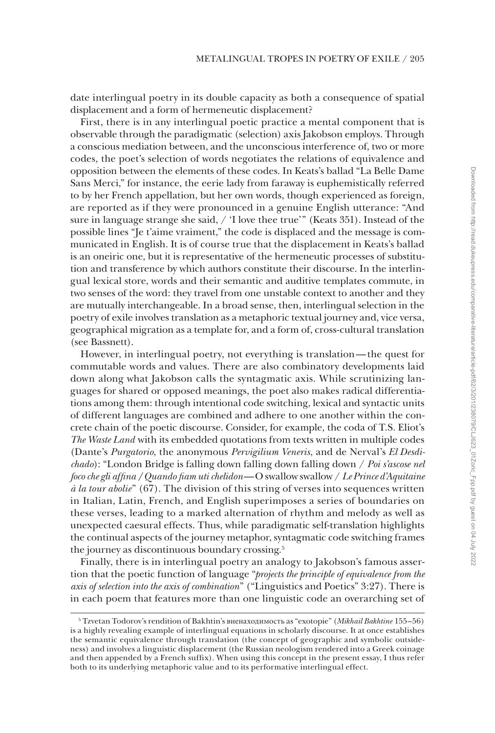date interlingual poetry in its double capacity as both a consequence of spatial displacement and a form of hermeneutic displacement?

First, there is in any interlingual poetic practice a mental component that is observable through the paradigmatic (selection) axis Jakobson employs. Through a conscious mediation between, and the unconscious interference of, two or more codes, the poet's selection of words negotiates the relations of equivalence and opposition between the elements of these codes. In Keats's ballad "La Belle Dame Sans Merci," for instance, the eerie lady from faraway is euphemistically referred to by her French appellation, but her own words, though experienced as foreign, are reported as if they were pronounced in a genuine English utterance: "And sure in language strange she said, / 'I love thee true'" (Keats 351). Instead of the possible lines "Je t'aime vraiment," the code is displaced and the message is communicated in English. It is of course true that the displacement in Keats's ballad is an oneiric one, but it is representative of the hermeneutic processes of substitution and transference by which authors constitute their discourse. In the interlingual lexical store, words and their semantic and auditive templates commute, in two senses of the word: they travel from one unstable context to another and they are mutually interchangeable. In a broad sense, then, interlingual selection in the poetry of exile involves translation as a metaphoric textual journey and, vice versa, geographical migration as a template for, and a form of, cross-cultural translation (see Bassnett).

However, in interlingual poetry, not everything is translation—the quest for commutable words and values. There are also combinatory developments laid down along what Jakobson calls the syntagmatic axis. While scrutinizing languages for shared or opposed meanings, the poet also makes radical differentiations among them: through intentional code switching, lexical and syntactic units of different languages are combined and adhere to one another within the concrete chain of the poetic discourse. Consider, for example, the coda of T.S. Eliot's *The Waste Land* with its embedded quotations from texts written in multiple codes (Dante's *Purgatorio*, the anonymous *Pervigilium Veneris*, and de Nerval's *El Desdichado*): "London Bridge is falling down falling down falling down / *Poi s'ascose nel foco che gli affina / Quando fiam uti chelidon*—O swallow swallow / *Le Prince d'Aquitaine à la tour abolie*" (67). The division of this string of verses into sequences written in Italian, Latin, French, and English superimposes a series of boundaries on these verses, leading to a marked alternation of rhythm and melody as well as unexpected caesural effects. Thus, while paradigmatic self-translation highlights the continual aspects of the journey metaphor, syntagmatic code switching frames the journey as discontinuous boundary crossing.[5]

Finally, there is in interlingual poetry an analogy to Jakobson's famous assertion that the poetic function of language "*projects the principle of equivalence from the axis of selection into the axis of combination*" ("Linguistics and Poetics" 3:27). There is in each poem that features more than one linguistic code an overarching set of

---

[5] Tzvetan Todorov's rendition of Bakhtin's вненаходимость as "exotopie" (*Mikhail Bakhtine* 155–56) is a highly revealing example of interlingual equations in scholarly discourse. It at once establishes the semantic equivalence through translation (the concept of geographic and symbolic outsideness) and involves a linguistic displacement (the Russian neologism rendered into a Greek coinage and then appended by a French suffix). When using this concept in the present essay, I thus refer both to its underlying metaphoric value and to its performative interlingual effect.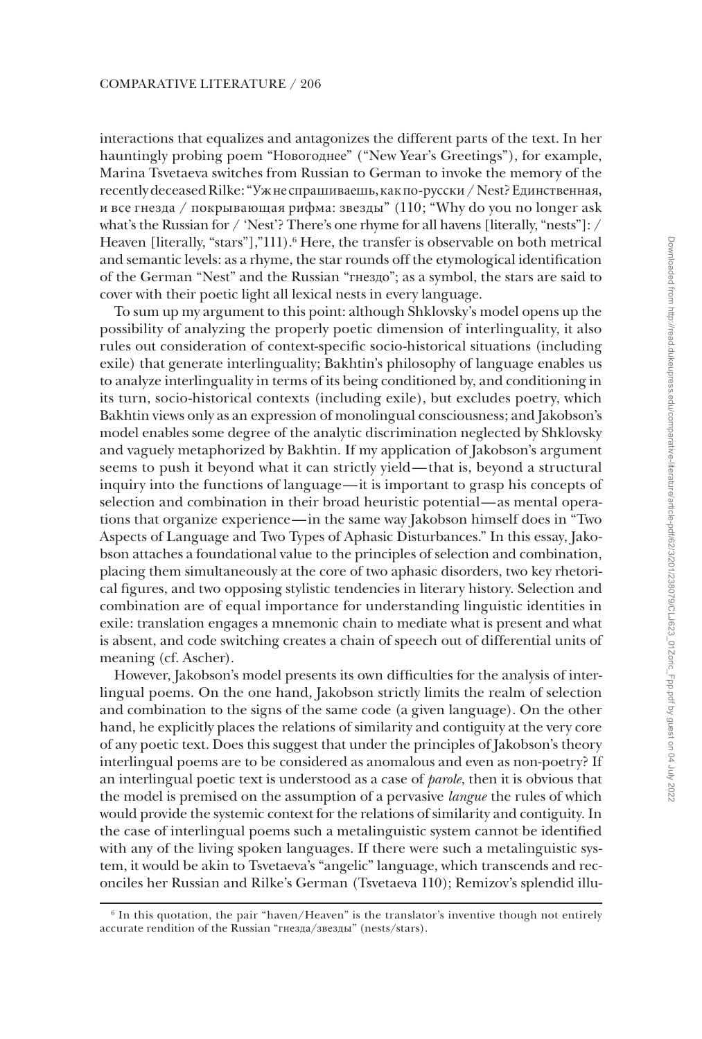interactions that equalizes and antagonizes the different parts of the text. In her hauntingly probing poem "Новогоднее" ("New Year's Greetings"), for example, Marina Tsvetaeva switches from Russian to German to invoke the memory of the recently deceased Rilke: "Уж не спрашиваешь, как по-русски / Nest? Единственная, и все гнезда / покрывающая рифма: звезды" (110; "Why do you no longer ask what's the Russian for / 'Nest'? There's one rhyme for all havens [literally, "nests"]: / Heaven [literally, "stars"],"111).[6] Here, the transfer is observable on both metrical and semantic levels: as a rhyme, the star rounds off the etymological identification of the German "Nest" and the Russian "гнездо"; as a symbol, the stars are said to cover with their poetic light all lexical nests in every language.

To sum up my argument to this point: although Shklovsky's model opens up the possibility of analyzing the properly poetic dimension of interlinguality, it also rules out consideration of context-specific socio-historical situations (including exile) that generate interlinguality; Bakhtin's philosophy of language enables us to analyze interlinguality in terms of its being conditioned by, and conditioning in its turn, socio-historical contexts (including exile), but excludes poetry, which Bakhtin views only as an expression of monolingual consciousness; and Jakobson's model enables some degree of the analytic discrimination neglected by Shklovsky and vaguely metaphorized by Bakhtin. If my application of Jakobson's argument seems to push it beyond what it can strictly yield—that is, beyond a structural inquiry into the functions of language—it is important to grasp his concepts of selection and combination in their broad heuristic potential—as mental operations that organize experience—in the same way Jakobson himself does in "Two Aspects of Language and Two Types of Aphasic Disturbances." In this essay, Jakobson attaches a foundational value to the principles of selection and combination, placing them simultaneously at the core of two aphasic disorders, two key rhetorical figures, and two opposing stylistic tendencies in literary history. Selection and combination are of equal importance for understanding linguistic identities in exile: translation engages a mnemonic chain to mediate what is present and what is absent, and code switching creates a chain of speech out of differential units of meaning (cf. Ascher).

However, Jakobson's model presents its own difficulties for the analysis of interlingual poems. On the one hand, Jakobson strictly limits the realm of selection and combination to the signs of the same code (a given language). On the other hand, he explicitly places the relations of similarity and contiguity at the very core of any poetic text. Does this suggest that under the principles of Jakobson's theory interlingual poems are to be considered as anomalous and even as non-poetry? If an interlingual poetic text is understood as a case of *parole*, then it is obvious that the model is premised on the assumption of a pervasive *langue* the rules of which would provide the systemic context for the relations of similarity and contiguity. In the case of interlingual poems such a metalinguistic system cannot be identified with any of the living spoken languages. If there were such a metalinguistic system, it would be akin to Tsvetaeva's "angelic" language, which transcends and reconciles her Russian and Rilke's German (Tsvetaeva 110); Remizov's splendid illu-

[6] In this quotation, the pair "haven/Heaven" is the translator's inventive though not entirely accurate rendition of the Russian "гнезда/звезды" (nests/stars).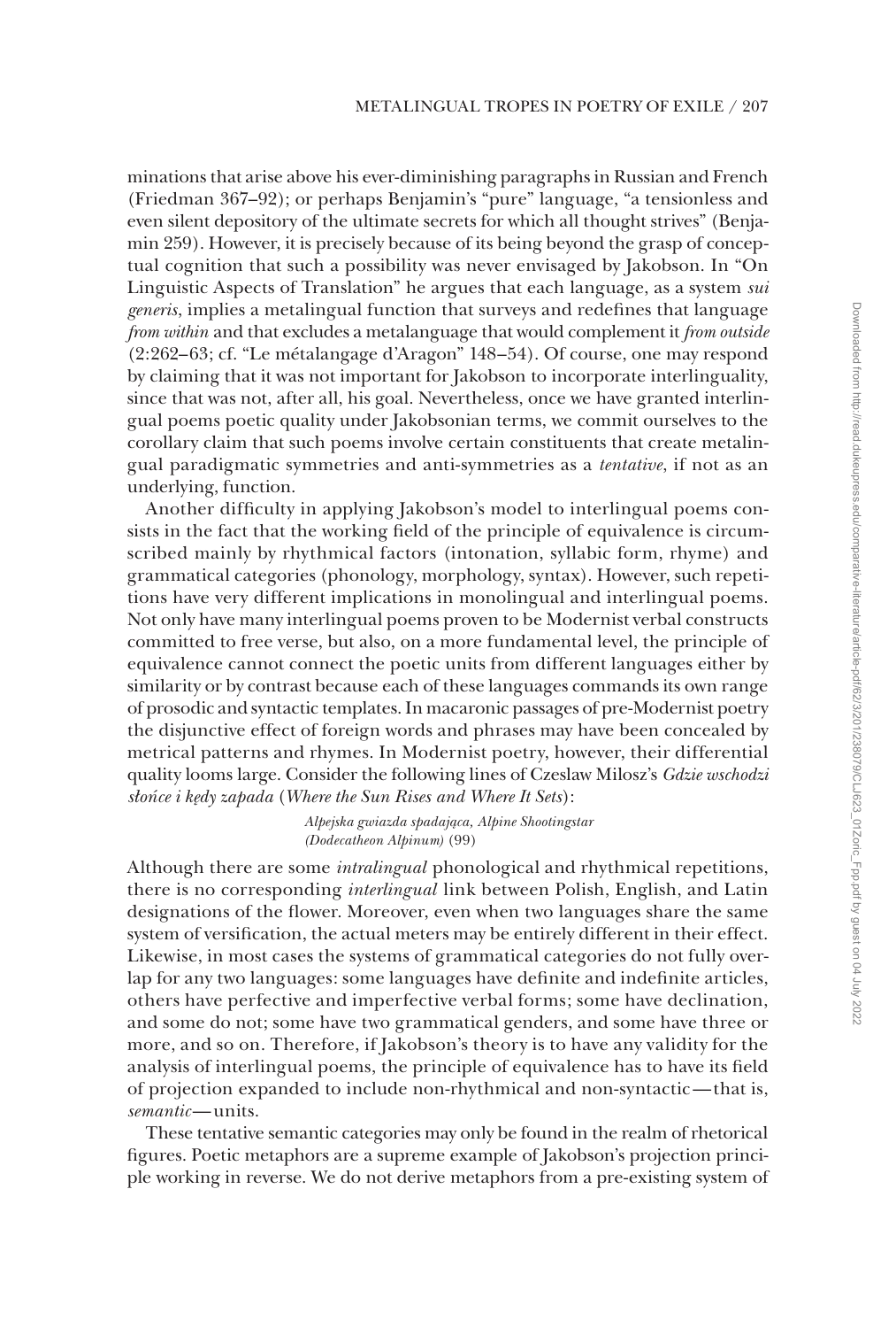minations that arise above his ever-diminishing paragraphs in Russian and French (Friedman 367–92); or perhaps Benjamin's "pure" language, "a tensionless and even silent depository of the ultimate secrets for which all thought strives" (Benjamin 259). However, it is precisely because of its being beyond the grasp of conceptual cognition that such a possibility was never envisaged by Jakobson. In "On Linguistic Aspects of Translation" he argues that each language, as a system *sui generis*, implies a metalingual function that surveys and redefines that language *from within* and that excludes a metalanguage that would complement it *from outside* (2:262–63; cf. "Le métalangage d'Aragon" 148–54). Of course, one may respond by claiming that it was not important for Jakobson to incorporate interlinguality, since that was not, after all, his goal. Nevertheless, once we have granted interlingual poems poetic quality under Jakobsonian terms, we commit ourselves to the corollary claim that such poems involve certain constituents that create metalingual paradigmatic symmetries and anti-symmetries as a *tentative*, if not as an underlying, function.

Another difficulty in applying Jakobson's model to interlingual poems consists in the fact that the working field of the principle of equivalence is circumscribed mainly by rhythmical factors (intonation, syllabic form, rhyme) and grammatical categories (phonology, morphology, syntax). However, such repetitions have very different implications in monolingual and interlingual poems. Not only have many interlingual poems proven to be Modernist verbal constructs committed to free verse, but also, on a more fundamental level, the principle of equivalence cannot connect the poetic units from different languages either by similarity or by contrast because each of these languages commands its own range of prosodic and syntactic templates. In macaronic passages of pre-Modernist poetry the disjunctive effect of foreign words and phrases may have been concealed by metrical patterns and rhymes. In Modernist poetry, however, their differential quality looms large. Consider the following lines of Czeslaw Milosz's *Gdzie wschodzi słońce i kędy zapada* (*Where the Sun Rises and Where It Sets*):

> *Alpejska gwiazda spadająca, Alpine Shootingstar*
> *(Dodecatheon Alpinum)* (99)

Although there are some *intralingual* phonological and rhythmical repetitions, there is no corresponding *interlingual* link between Polish, English, and Latin designations of the flower. Moreover, even when two languages share the same system of versification, the actual meters may be entirely different in their effect. Likewise, in most cases the systems of grammatical categories do not fully overlap for any two languages: some languages have definite and indefinite articles, others have perfective and imperfective verbal forms; some have declination, and some do not; some have two grammatical genders, and some have three or more, and so on. Therefore, if Jakobson's theory is to have any validity for the analysis of interlingual poems, the principle of equivalence has to have its field of projection expanded to include non-rhythmical and non-syntactic—that is, *semantic*—units.

These tentative semantic categories may only be found in the realm of rhetorical figures. Poetic metaphors are a supreme example of Jakobson's projection principle working in reverse. We do not derive metaphors from a pre-existing system of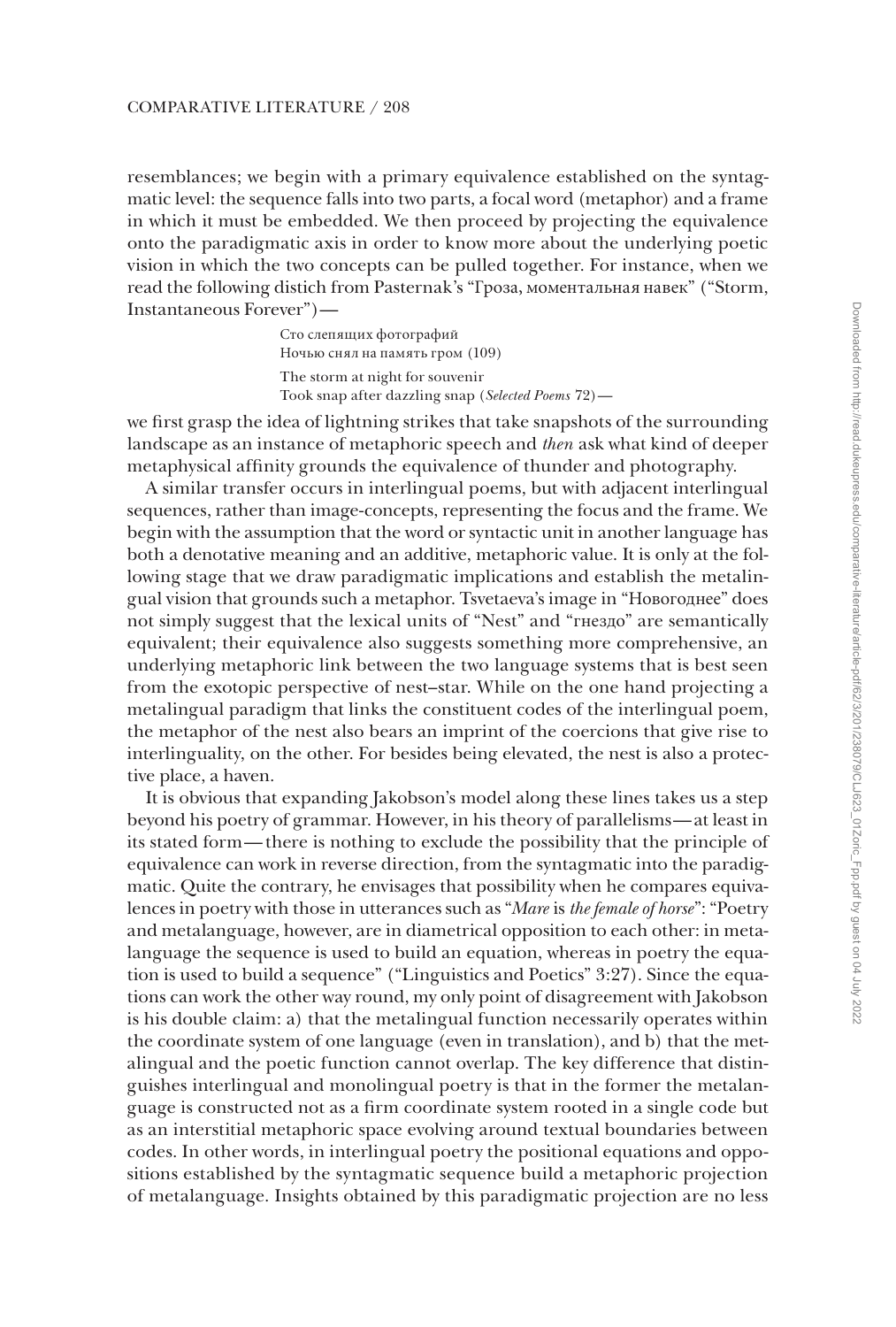resemblances; we begin with a primary equivalence established on the syntagmatic level: the sequence falls into two parts, a focal word (metaphor) and a frame in which it must be embedded. We then proceed by projecting the equivalence onto the paradigmatic axis in order to know more about the underlying poetic vision in which the two concepts can be pulled together. For instance, when we read the following distich from Pasternak's "Гроза, моментальная навек" ("Storm, Instantaneous Forever")—

> Сто слепящих фотографий
> Ночью снял на память гром (109)
>
> The storm at night for souvenir
> Took snap after dazzling snap (*Selected Poems* 72)—

we first grasp the idea of lightning strikes that take snapshots of the surrounding landscape as an instance of metaphoric speech and *then* ask what kind of deeper metaphysical affinity grounds the equivalence of thunder and photography.

A similar transfer occurs in interlingual poems, but with adjacent interlingual sequences, rather than image-concepts, representing the focus and the frame. We begin with the assumption that the word or syntactic unit in another language has both a denotative meaning and an additive, metaphoric value. It is only at the following stage that we draw paradigmatic implications and establish the metalingual vision that grounds such a metaphor. Tsvetaeva's image in "Новогоднее" does not simply suggest that the lexical units of "Nest" and "гнездо" are semantically equivalent; their equivalence also suggests something more comprehensive, an underlying metaphoric link between the two language systems that is best seen from the exotopic perspective of nest–star. While on the one hand projecting a metalingual paradigm that links the constituent codes of the interlingual poem, the metaphor of the nest also bears an imprint of the coercions that give rise to interlinguality, on the other. For besides being elevated, the nest is also a protective place, a haven.

It is obvious that expanding Jakobson's model along these lines takes us a step beyond his poetry of grammar. However, in his theory of parallelisms—at least in its stated form—there is nothing to exclude the possibility that the principle of equivalence can work in reverse direction, from the syntagmatic into the paradigmatic. Quite the contrary, he envisages that possibility when he compares equivalences in poetry with those in utterances such as "*Mare* is *the female of horse*": "Poetry and metalanguage, however, are in diametrical opposition to each other: in metalanguage the sequence is used to build an equation, whereas in poetry the equation is used to build a sequence" ("Linguistics and Poetics" 3:27). Since the equations can work the other way round, my only point of disagreement with Jakobson is his double claim: a) that the metalingual function necessarily operates within the coordinate system of one language (even in translation), and b) that the metalingual and the poetic function cannot overlap. The key difference that distinguishes interlingual and monolingual poetry is that in the former the metalanguage is constructed not as a firm coordinate system rooted in a single code but as an interstitial metaphoric space evolving around textual boundaries between codes. In other words, in interlingual poetry the positional equations and oppositions established by the syntagmatic sequence build a metaphoric projection of metalanguage. Insights obtained by this paradigmatic projection are no less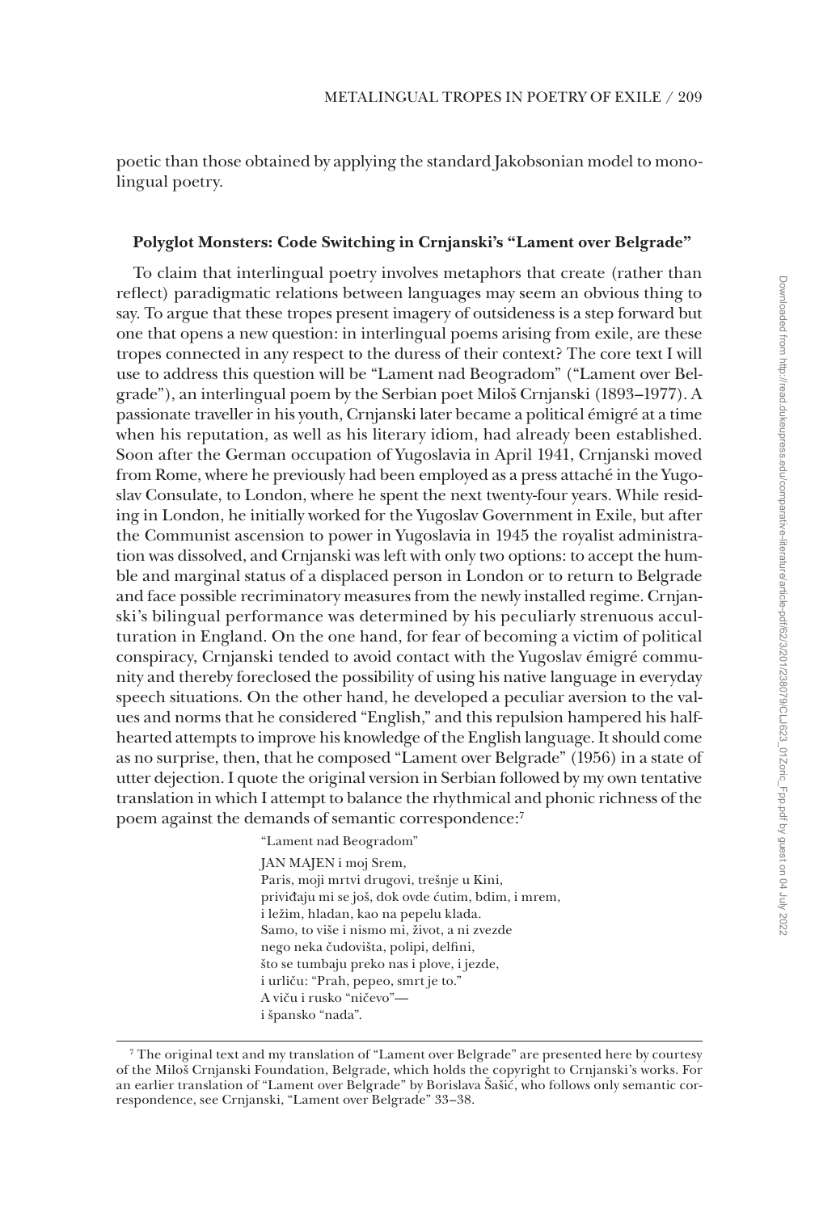poetic than those obtained by applying the standard Jakobsonian model to monolingual poetry.

### Polyglot Monsters: Code Switching in Crnjanski's "Lament over Belgrade"

To claim that interlingual poetry involves metaphors that create (rather than reflect) paradigmatic relations between languages may seem an obvious thing to say. To argue that these tropes present imagery of outsideness is a step forward but one that opens a new question: in interlingual poems arising from exile, are these tropes connected in any respect to the duress of their context? The core text I will use to address this question will be "Lament nad Beogradom" ("Lament over Belgrade"), an interlingual poem by the Serbian poet Miloš Crnjanski (1893–1977). A passionate traveller in his youth, Crnjanski later became a political émigré at a time when his reputation, as well as his literary idiom, had already been established. Soon after the German occupation of Yugoslavia in April 1941, Crnjanski moved from Rome, where he previously had been employed as a press attaché in the Yugoslav Consulate, to London, where he spent the next twenty-four years. While residing in London, he initially worked for the Yugoslav Government in Exile, but after the Communist ascension to power in Yugoslavia in 1945 the royalist administration was dissolved, and Crnjanski was left with only two options: to accept the humble and marginal status of a displaced person in London or to return to Belgrade and face possible recriminatory measures from the newly installed regime. Crnjanski's bilingual performance was determined by his peculiarly strenuous acculturation in England. On the one hand, for fear of becoming a victim of political conspiracy, Crnjanski tended to avoid contact with the Yugoslav émigré community and thereby foreclosed the possibility of using his native language in everyday speech situations. On the other hand, he developed a peculiar aversion to the values and norms that he considered "English," and this repulsion hampered his half-hearted attempts to improve his knowledge of the English language. It should come as no surprise, then, that he composed "Lament over Belgrade" (1956) in a state of utter dejection. I quote the original version in Serbian followed by my own tentative translation in which I attempt to balance the rhythmical and phonic richness of the poem against the demands of semantic correspondence:[7]

> "Lament nad Beogradom"
>
> JAN MAJEN i moj Srem,
> Paris, moji mrtvi drugovi, trešnje u Kini,
> priviđaju mi se još, dok ovde ćutim, bdim, i mrem,
> i ležim, hladan, kao na pepelu klada.
> Samo, to više i nismo mi, život, a ni zvezde
> nego neka čudovišta, polipi, delfini,
> što se tumbaju preko nas i plove, i jezde,
> i urliču: "Prah, pepeo, smrt je to."
> A viču i rusko "ničevo"—
> i špansko "nada".

[7] The original text and my translation of "Lament over Belgrade" are presented here by courtesy of the Miloš Crnjanski Foundation, Belgrade, which holds the copyright to Crnjanski's works. For an earlier translation of "Lament over Belgrade" by Borislava Šašić, who follows only semantic correspondence, see Crnjanski, "Lament over Belgrade" 33–38.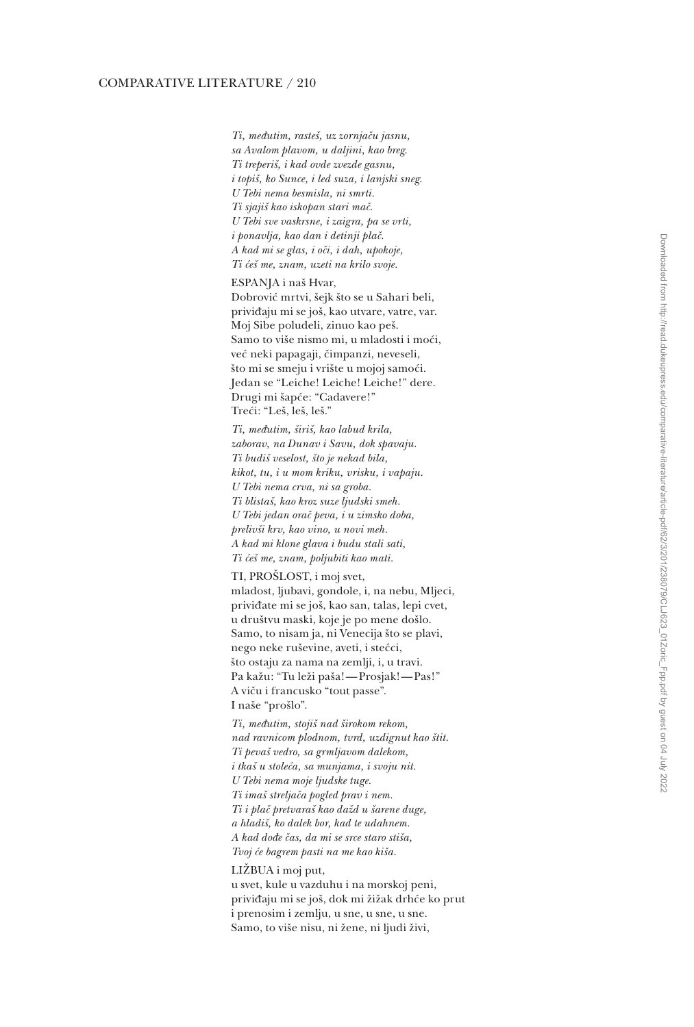*Ti, međutim, rasteš, uz zornjaču jasnu,*
*sa Avalom plavom, u daljini, kao breg.*
*Ti treperiš, i kad ovde zvezde gasnu,*
*i topiš, ko Sunce, i led suza, i lanjski sneg.*
*U Tebi nema besmisla, ni smrti.*
*Ti sjajiš kao iskopan stari mač.*
*U Tebi sve vaskrsne, i zaigra, pa se vrti,*
*i ponavlja, kao dan i detinji plač.*
*A kad mi se glas, i oči, i dah, upokoje,*
*Ti ćeš me, znam, uzeti na krilo svoje.*

ESPANJA i naš Hvar,
Dobrović mrtvi, šejk što se u Sahari beli,
priviđaju mi se još, kao utvare, vatre, var.
Moj Sibe poludeli, zinuo kao peš.
Samo to više nismo mi, u mladosti i moći,
već neki papagaji, čimpanzi, neveseli,
što mi se smeju i vrište u mojoj samoći.
Jedan se "Leiche! Leiche! Leiche!" dere.
Drugi mi šapće: "Cadavere!"
Treći: "Leš, leš, leš."

*Ti, međutim, širiš, kao labud krila,*
*zaborav, na Dunav i Savu, dok spavaju.*
*Ti budiš veselost, što je nekad bila,*
*kikot, tu, i u mom kriku, vrisku, i vapaju.*
*U Tebi nema crva, ni sa groba.*
*Ti blistaš, kao kroz suze ljudski smeh.*
*U Tebi jedan orač peva, i u zimsko doba,*
*preliviši krv, kao vino, u novi meh.*
*A kad mi klone glava i budu stali sati,*
*Ti ćeš me, znam, poljubiti kao mati.*

TI, PROŠLOST, i moj svet,
mladost, ljubavi, gondole, i, na nebu, Mljeci,
priviđate mi se još, kao san, talas, lepi cvet,
u društvu maski, koje je po mene došlo.
Samo, to nisam ja, ni Venecija što se plavi,
nego neke ruševine, aveti, i stećci,
što ostaju za nama na zemlji, i, u travi.
Pa kažu: "Tu leži paša!—Prosjak!—Pas!"
A viču i francusko "tout passe".
I naše "prošlo".

*Ti, međutim, stojiš nad širokom rekom,*
*nad ravnicom plodnom, tvrd, uzdignut kao štit.*
*Ti pevaš vedro, sa grmljavom dalekom,*
*i tkaš u stoleća, sa munjama, i svoju nit.*
*U Tebi nema moje ljudske tuge.*
*Ti imaš streljača pogled prav i nem.*
*Ti i plač pretvaraš kao dažd u šarene duge,*
*a hladiš, ko dalek bor, kad te udahnem.*
*A kad dođe čas, da mi se srce staro stiša,*
*Tvoj će bagrem pasti na me kao kiša.*

LIŽBUA i moj put,
u svet, kule u vazduhu i na morskoj peni,
priviđaju mi se još, dok mi žižak drhće ko prut
i prenosim i zemlju, u sne, u sne, u sne.
Samo, to više nisu, ni žene, ni ljudi živi,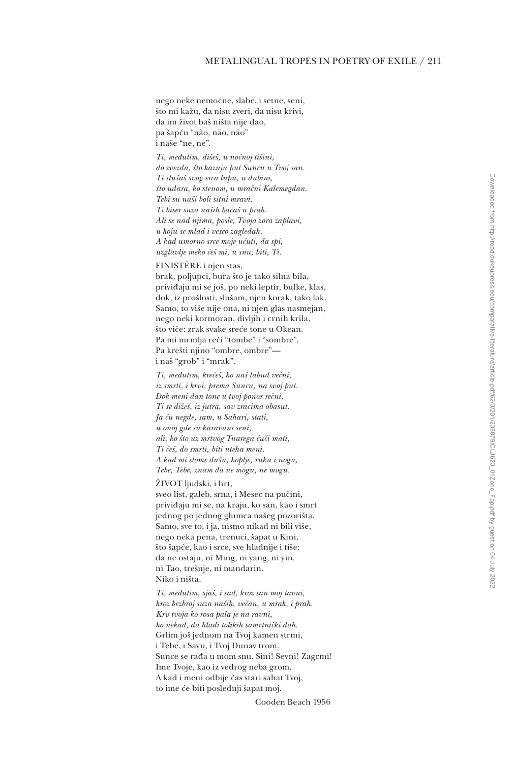nego neke nemoćne, slabe, i setne, seni,
što mi kažu, da nisu zveri, da nisu krivi,
da im život baš ništa nije dao,
pa šapću "não, não, não"
i naše "ne, ne".

*Ti, međutim, dišeš, u noćnoj tišini,*
*do zvezda, što kazuju put Suncu u Tvoj san.*
*Ti slušaš svog srca lupu, u dubini,*
*što udara, ko stenom, u mračni Kalemegdan.*
*Tebi su naši boli sitni mravi.*
*Ti biser suza naših bacaš u prah.*
*Ali se nad njima, posle, Tvoja zora zaplavi,*
*u koju se mlad i veseo zagledah.*
*A kad umorno srce moje ućuti, da spi,*
*uzglavlje meko ćeš mi, u snu, biti, Ti.*

FINISTÈRE i njen stas,
brak, poljupci, bura što je tako silna bila,
priviđaju mi se još, po neki leptir, bulke, klas,
dok, iz prošlosti, slušam, njen korak, tako lak.
Samo, to više nije ona, ni njen glas nasmejan,
nego neki kormoran, divljih i crnih krila,
što viče: zrak svake sreće tone u Okean.
Pa mi mrmlja reči "tombe" i "sombre".
Pa krešti njino "ombre, ombre"—
i naš "grob" i "mrak".

*Ti, međutim, krećeš, ko naš labud večni,*
*iz smrti, i krvi, prema Suncu, na svoj put.*
*Dok meni dan tone u tvoj ponor rečni,*
*Ti se dižeš, iz jutra, sav zracima obasut.*
*Ja ću negde, sam, u Sahari, stati,*
*u onoj gde su karavani seni,*
*ali, ko što uz mrtvog Tuarega čuči mati,*
*Ti ćeš, do smrti, biti uteha meni.*
*A kad mi slome dušu, koplje, ruku i nogu,*
*Tebe, Tebe, znam da ne mogu, ne mogu.*

ŽIVOT ljudski, i hrt,
sveo list, galeb, srna, i Mesec na pučini,
priviđaju mi se, na kraju, ko san, kao i smrt
jednog po jednog glumca našeg pozorišta.
Samo, sve to, i ja, nismo nikad ni bili više,
nego neka pena, trenuci, šapat u Kini,
što šapće, kao i srce, sve hladnije i tiše:
da ne ostaju, ni Ming, ni yang, ni yin,
ni Tao, trešnje, ni mandarin.
Niko i ništa.

*Ti, međutim, sjaš, i sad, kroz san moj tavni,*
*kroz bezbroj suza naših, večan, u mrak, i prah.*
*Krv tvoja ko rosa pala je na ravni,*
*ko nekad, da hladi tolikih samrtnički dah.*
Grlim još jednom na Tvoj kamen strmi,
i Tebe, i Savu, i Tvoj Dunav trom.
Sunce se rađa u mom snu. Sini! Sevni! Zagrmi!
Ime Tvoje, kao iz vedrog neba grom.
A kad i meni odbije čas stari sahat Tvoj,
to ime će biti poslednji šapat moj.

Cooden Beach 1956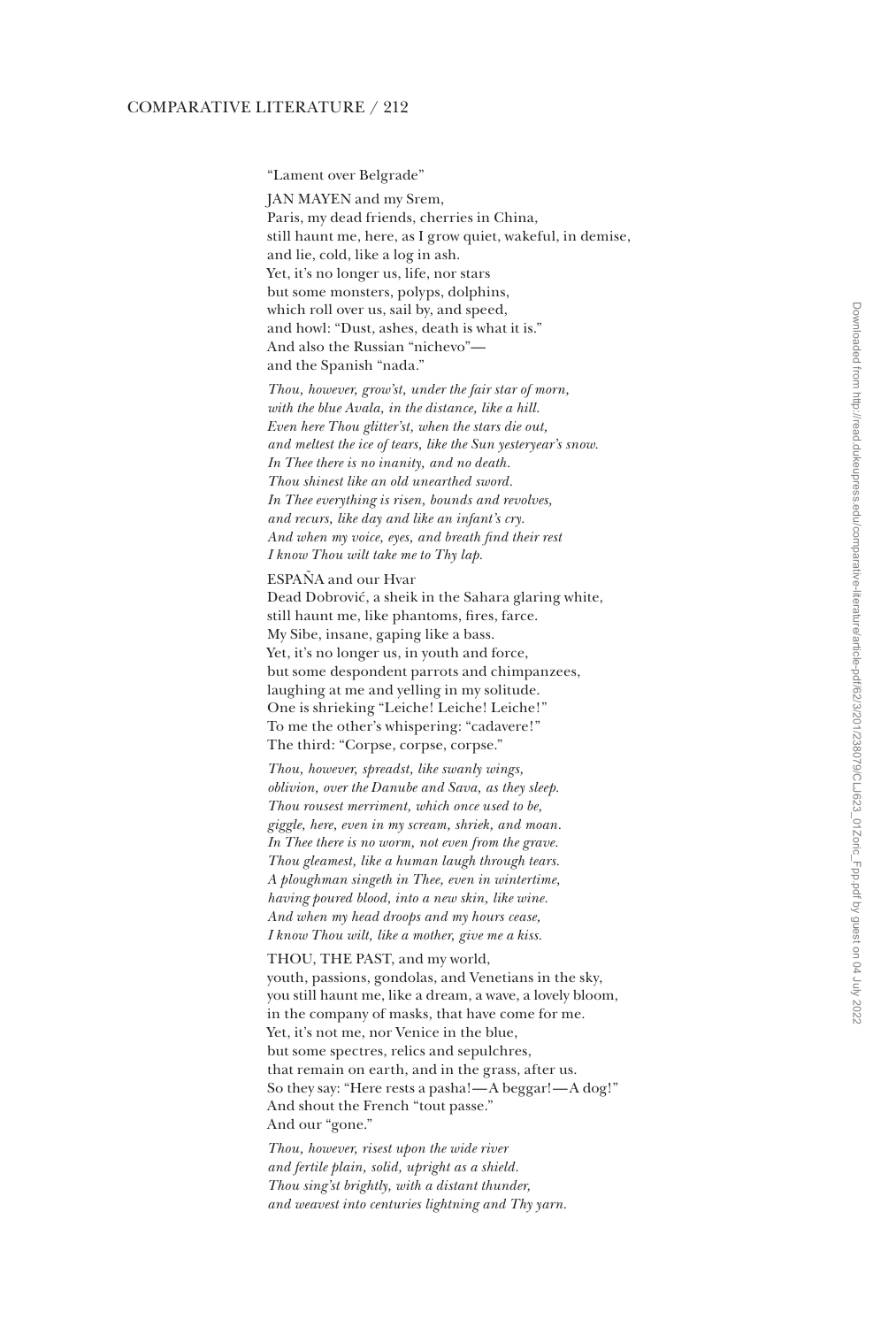"Lament over Belgrade"

JAN MAYEN and my Srem,
Paris, my dead friends, cherries in China,
still haunt me, here, as I grow quiet, wakeful, in demise,
and lie, cold, like a log in ash.
Yet, it's no longer us, life, nor stars
but some monsters, polyps, dolphins,
which roll over us, sail by, and speed,
and howl: "Dust, ashes, death is what it is."
And also the Russian "nichevo"—
and the Spanish "nada."

*Thou, however, grow'st, under the fair star of morn,*
*with the blue Avala, in the distance, like a hill.*
*Even here Thou glitter'st, when the stars die out,*
*and meltest the ice of tears, like the Sun yesteryear's snow.*
*In Thee there is no inanity, and no death.*
*Thou shinest like an old unearthed sword.*
*In Thee everything is risen, bounds and revolves,*
*and recurs, like day and like an infant's cry.*
*And when my voice, eyes, and breath find their rest*
*I know Thou wilt take me to Thy lap.*

ESPAÑA and our Hvar
Dead Dobrović, a sheik in the Sahara glaring white,
still haunt me, like phantoms, fires, farce.
My Sibe, insane, gaping like a bass.
Yet, it's no longer us, in youth and force,
but some despondent parrots and chimpanzees,
laughing at me and yelling in my solitude.
One is shrieking "Leiche! Leiche! Leiche!"
To me the other's whispering: "cadavere!"
The third: "Corpse, corpse, corpse."

*Thou, however, spreadst, like swanly wings,*
*oblivion, over the Danube and Sava, as they sleep.*
*Thou rousest merriment, which once used to be,*
*giggle, here, even in my scream, shriek, and moan.*
*In Thee there is no worm, not even from the grave.*
*Thou gleamest, like a human laugh through tears.*
*A ploughman singeth in Thee, even in wintertime,*
*having poured blood, into a new skin, like wine.*
*And when my head droops and my hours cease,*
*I know Thou wilt, like a mother, give me a kiss.*

THOU, THE PAST, and my world,
youth, passions, gondolas, and Venetians in the sky,
you still haunt me, like a dream, a wave, a lovely bloom,
in the company of masks, that have come for me.
Yet, it's not me, nor Venice in the blue,
but some spectres, relics and sepulchres,
that remain on earth, and in the grass, after us.
So they say: "Here rests a pasha!—A beggar!—A dog!"
And shout the French "tout passe."
And our "gone."

*Thou, however, risest upon the wide river*
*and fertile plain, solid, upright as a shield.*
*Thou sing'st brightly, with a distant thunder,*
*and weavest into centuries lightning and Thy yarn.*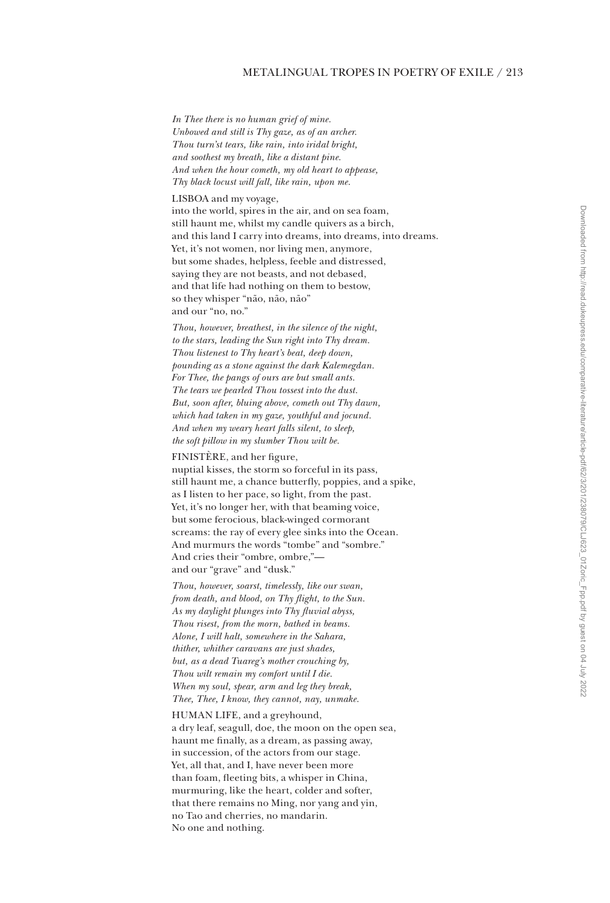*In Thee there is no human grief of mine.*
*Unbowed and still is Thy gaze, as of an archer.*
*Thou turn'st tears, like rain, into iridal bright,*
*and soothest my breath, like a distant pine.*
*And when the hour cometh, my old heart to appease,*
*Thy black locust will fall, like rain, upon me.*

LISBOA and my voyage,
into the world, spires in the air, and on sea foam,
still haunt me, whilst my candle quivers as a birch,
and this land I carry into dreams, into dreams, into dreams.
Yet, it's not women, nor living men, anymore,
but some shades, helpless, feeble and distressed,
saying they are not beasts, and not debased,
and that life had nothing on them to bestow,
so they whisper "não, não, não"
and our "no, no."

*Thou, however, breathest, in the silence of the night,*
*to the stars, leading the Sun right into Thy dream.*
*Thou listenest to Thy heart's beat, deep down,*
*pounding as a stone against the dark Kalemegdan.*
*For Thee, the pangs of ours are but small ants.*
*The tears we pearled Thou tossest into the dust.*
*But, soon after, bluing above, cometh out Thy dawn,*
*which had taken in my gaze, youthful and jocund.*
*And when my weary heart falls silent, to sleep,*
*the soft pillow in my slumber Thou wilt be.*

FINISTÈRE, and her figure,
nuptial kisses, the storm so forceful in its pass,
still haunt me, a chance butterfly, poppies, and a spike,
as I listen to her pace, so light, from the past.
Yet, it's no longer her, with that beaming voice,
but some ferocious, black-winged cormorant
screams: the ray of every glee sinks into the Ocean.
And murmurs the words "tombe" and "sombre."
And cries their "ombre, ombre,"—
and our "grave" and "dusk."

*Thou, however, soarst, timelessly, like our swan,*
*from death, and blood, on Thy flight, to the Sun.*
*As my daylight plunges into Thy fluvial abyss,*
*Thou risest, from the morn, bathed in beams.*
*Alone, I will halt, somewhere in the Sahara,*
*thither, whither caravans are just shades,*
*but, as a dead Tuareg's mother crouching by,*
*Thou wilt remain my comfort until I die.*
*When my soul, spear, arm and leg they break,*
*Thee, Thee, I know, they cannot, nay, unmake.*

HUMAN LIFE, and a greyhound,
a dry leaf, seagull, doe, the moon on the open sea,
haunt me finally, as a dream, as passing away,
in succession, of the actors from our stage.
Yet, all that, and I, have never been more
than foam, fleeting bits, a whisper in China,
murmuring, like the heart, colder and softer,
that there remains no Ming, nor yang and yin,
no Tao and cherries, no mandarin.
No one and nothing.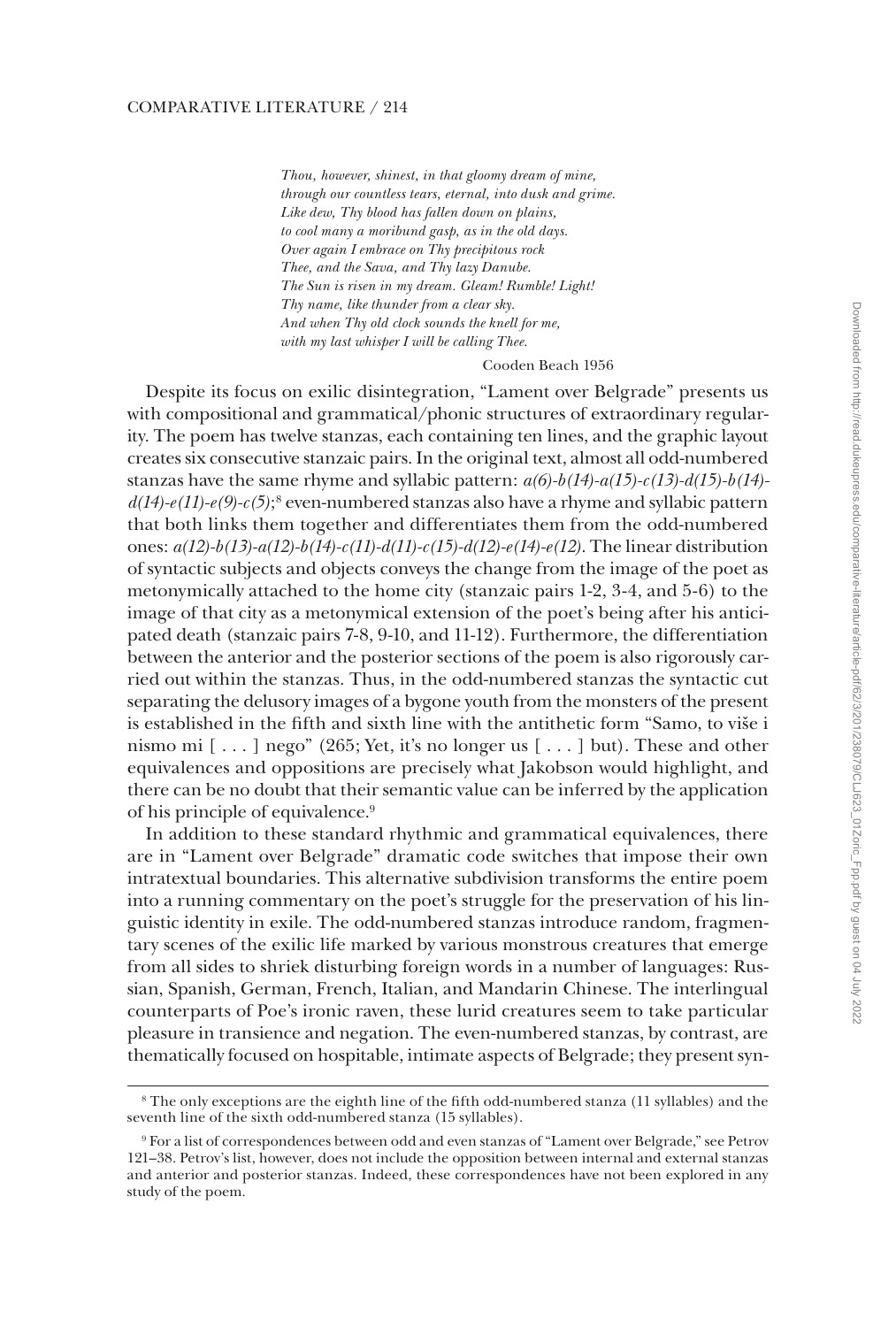*Thou, however, shinest, in that gloomy dream of mine,*
*through our countless tears, eternal, into dusk and grime.*
*Like dew, Thy blood has fallen down on plains,*
*to cool many a moribund gasp, as in the old days.*
*Over again I embrace on Thy precipitous rock*
*Thee, and the Sava, and Thy lazy Danube.*
*The Sun is risen in my dream. Gleam! Rumble! Light!*
*Thy name, like thunder from a clear sky.*
*And when Thy old clock sounds the knell for me,*
*with my last whisper I will be calling Thee.*

Cooden Beach 1956

Despite its focus on exilic disintegration, "Lament over Belgrade" presents us with compositional and grammatical/phonic structures of extraordinary regularity. The poem has twelve stanzas, each containing ten lines, and the graphic layout creates six consecutive stanzaic pairs. In the original text, almost all odd-numbered stanzas have the same rhyme and syllabic pattern: *a(6)-b(14)-a(15)-c(13)-d(15)-b(14)-d(14)-e(11)-e(9)-c(5)*;[8] even-numbered stanzas also have a rhyme and syllabic pattern that both links them together and differentiates them from the odd-numbered ones: *a(12)-b(13)-a(12)-b(14)-c(11)-d(11)-c(15)-d(12)-e(14)-e(12)*. The linear distribution of syntactic subjects and objects conveys the change from the image of the poet as metonymically attached to the home city (stanzaic pairs 1-2, 3-4, and 5-6) to the image of that city as a metonymical extension of the poet's being after his anticipated death (stanzaic pairs 7-8, 9-10, and 11-12). Furthermore, the differentiation between the anterior and the posterior sections of the poem is also rigorously carried out within the stanzas. Thus, in the odd-numbered stanzas the syntactic cut separating the delusory images of a bygone youth from the monsters of the present is established in the fifth and sixth line with the antithetic form "Samo, to više i nismo mi [ . . . ] nego" (265; Yet, it's no longer us [ . . . ] but). These and other equivalences and oppositions are precisely what Jakobson would highlight, and there can be no doubt that their semantic value can be inferred by the application of his principle of equivalence.[9]

In addition to these standard rhythmic and grammatical equivalences, there are in "Lament over Belgrade" dramatic code switches that impose their own intratextual boundaries. This alternative subdivision transforms the entire poem into a running commentary on the poet's struggle for the preservation of his linguistic identity in exile. The odd-numbered stanzas introduce random, fragmentary scenes of the exilic life marked by various monstrous creatures that emerge from all sides to shriek disturbing foreign words in a number of languages: Russian, Spanish, German, French, Italian, and Mandarin Chinese. The interlingual counterparts of Poe's ironic raven, these lurid creatures seem to take particular pleasure in transience and negation. The even-numbered stanzas, by contrast, are thematically focused on hospitable, intimate aspects of Belgrade; they present syn-

---

[8] The only exceptions are the eighth line of the fifth odd-numbered stanza (11 syllables) and the seventh line of the sixth odd-numbered stanza (15 syllables).

[9] For a list of correspondences between odd and even stanzas of "Lament over Belgrade," see Petrov 121–38. Petrov's list, however, does not include the opposition between internal and external stanzas and anterior and posterior stanzas. Indeed, these correspondences have not been explored in any study of the poem.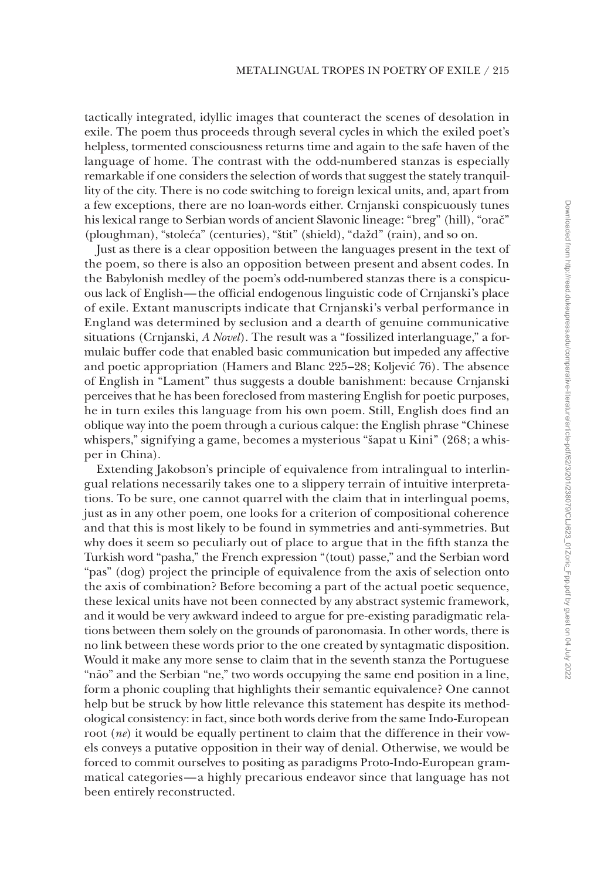tactically integrated, idyllic images that counteract the scenes of desolation in exile. The poem thus proceeds through several cycles in which the exiled poet's helpless, tormented consciousness returns time and again to the safe haven of the language of home. The contrast with the odd-numbered stanzas is especially remarkable if one considers the selection of words that suggest the stately tranquillity of the city. There is no code switching to foreign lexical units, and, apart from a few exceptions, there are no loan-words either. Crnjanski conspicuously tunes his lexical range to Serbian words of ancient Slavonic lineage: "breg" (hill), "orač" (ploughman), "stoleća" (centuries), "štit" (shield), "dažd" (rain), and so on.

Just as there is a clear opposition between the languages present in the text of the poem, so there is also an opposition between present and absent codes. In the Babylonish medley of the poem's odd-numbered stanzas there is a conspicuous lack of English—the official endogenous linguistic code of Crnjanski's place of exile. Extant manuscripts indicate that Crnjanski's verbal performance in England was determined by seclusion and a dearth of genuine communicative situations (Crnjanski, *A Novel*). The result was a "fossilized interlanguage," a formulaic buffer code that enabled basic communication but impeded any affective and poetic appropriation (Hamers and Blanc 225–28; Koljević 76). The absence of English in "Lament" thus suggests a double banishment: because Crnjanski perceives that he has been foreclosed from mastering English for poetic purposes, he in turn exiles this language from his own poem. Still, English does find an oblique way into the poem through a curious calque: the English phrase "Chinese whispers," signifying a game, becomes a mysterious "šapat u Kini" (268; a whisper in China).

Extending Jakobson's principle of equivalence from intralingual to interlingual relations necessarily takes one to a slippery terrain of intuitive interpretations. To be sure, one cannot quarrel with the claim that in interlingual poems, just as in any other poem, one looks for a criterion of compositional coherence and that this is most likely to be found in symmetries and anti-symmetries. But why does it seem so peculiarly out of place to argue that in the fifth stanza the Turkish word "pasha," the French expression "(tout) passe," and the Serbian word "pas" (dog) project the principle of equivalence from the axis of selection onto the axis of combination? Before becoming a part of the actual poetic sequence, these lexical units have not been connected by any abstract systemic framework, and it would be very awkward indeed to argue for pre-existing paradigmatic relations between them solely on the grounds of paronomasia. In other words, there is no link between these words prior to the one created by syntagmatic disposition. Would it make any more sense to claim that in the seventh stanza the Portuguese "não" and the Serbian "ne," two words occupying the same end position in a line, form a phonic coupling that highlights their semantic equivalence? One cannot help but be struck by how little relevance this statement has despite its methodological consistency: in fact, since both words derive from the same Indo-European root (*ne*) it would be equally pertinent to claim that the difference in their vowels conveys a putative opposition in their way of denial. Otherwise, we would be forced to commit ourselves to positing as paradigms Proto-Indo-European grammatical categories—a highly precarious endeavor since that language has not been entirely reconstructed.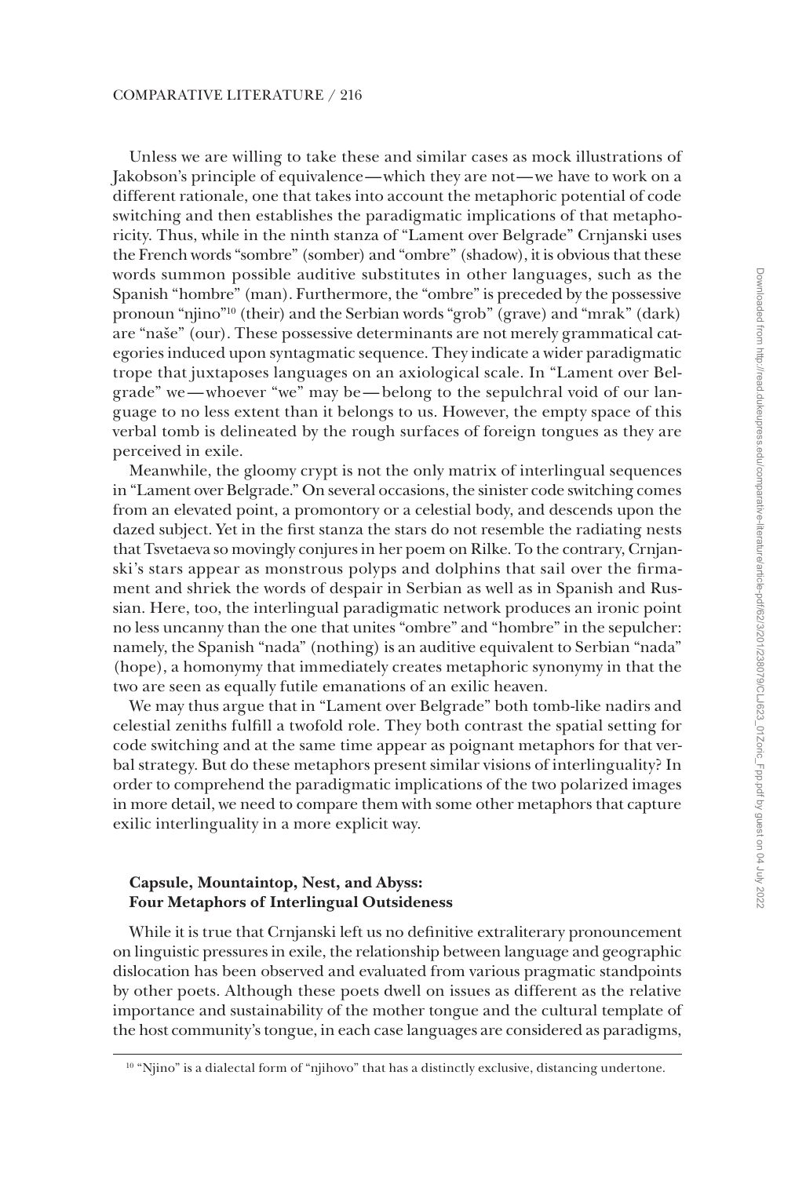Unless we are willing to take these and similar cases as mock illustrations of Jakobson's principle of equivalence—which they are not—we have to work on a different rationale, one that takes into account the metaphoric potential of code switching and then establishes the paradigmatic implications of that metaphoricity. Thus, while in the ninth stanza of "Lament over Belgrade" Crnjanski uses the French words "sombre" (somber) and "ombre" (shadow), it is obvious that these words summon possible auditive substitutes in other languages, such as the Spanish "hombre" (man). Furthermore, the "ombre" is preceded by the possessive pronoun "njino"[10] (their) and the Serbian words "grob" (grave) and "mrak" (dark) are "naše" (our). These possessive determinants are not merely grammatical categories induced upon syntagmatic sequence. They indicate a wider paradigmatic trope that juxtaposes languages on an axiological scale. In "Lament over Belgrade" we—whoever "we" may be—belong to the sepulchral void of our language to no less extent than it belongs to us. However, the empty space of this verbal tomb is delineated by the rough surfaces of foreign tongues as they are perceived in exile.

Meanwhile, the gloomy crypt is not the only matrix of interlingual sequences in "Lament over Belgrade." On several occasions, the sinister code switching comes from an elevated point, a promontory or a celestial body, and descends upon the dazed subject. Yet in the first stanza the stars do not resemble the radiating nests that Tsvetaeva so movingly conjures in her poem on Rilke. To the contrary, Crnjanski's stars appear as monstrous polyps and dolphins that sail over the firmament and shriek the words of despair in Serbian as well as in Spanish and Russian. Here, too, the interlingual paradigmatic network produces an ironic point no less uncanny than the one that unites "ombre" and "hombre" in the sepulcher: namely, the Spanish "nada" (nothing) is an auditive equivalent to Serbian "nada" (hope), a homonymy that immediately creates metaphoric synonymy in that the two are seen as equally futile emanations of an exilic heaven.

We may thus argue that in "Lament over Belgrade" both tomb-like nadirs and celestial zeniths fulfill a twofold role. They both contrast the spatial setting for code switching and at the same time appear as poignant metaphors for that verbal strategy. But do these metaphors present similar visions of interlinguality? In order to comprehend the paradigmatic implications of the two polarized images in more detail, we need to compare them with some other metaphors that capture exilic interlinguality in a more explicit way.

## Capsule, Mountaintop, Nest, and Abyss: Four Metaphors of Interlingual Outsideness

While it is true that Crnjanski left us no definitive extraliterary pronouncement on linguistic pressures in exile, the relationship between language and geographic dislocation has been observed and evaluated from various pragmatic standpoints by other poets. Although these poets dwell on issues as different as the relative importance and sustainability of the mother tongue and the cultural template of the host community's tongue, in each case languages are considered as paradigms,

---

[10] "Njino" is a dialectal form of "njihovo" that has a distinctly exclusive, distancing undertone.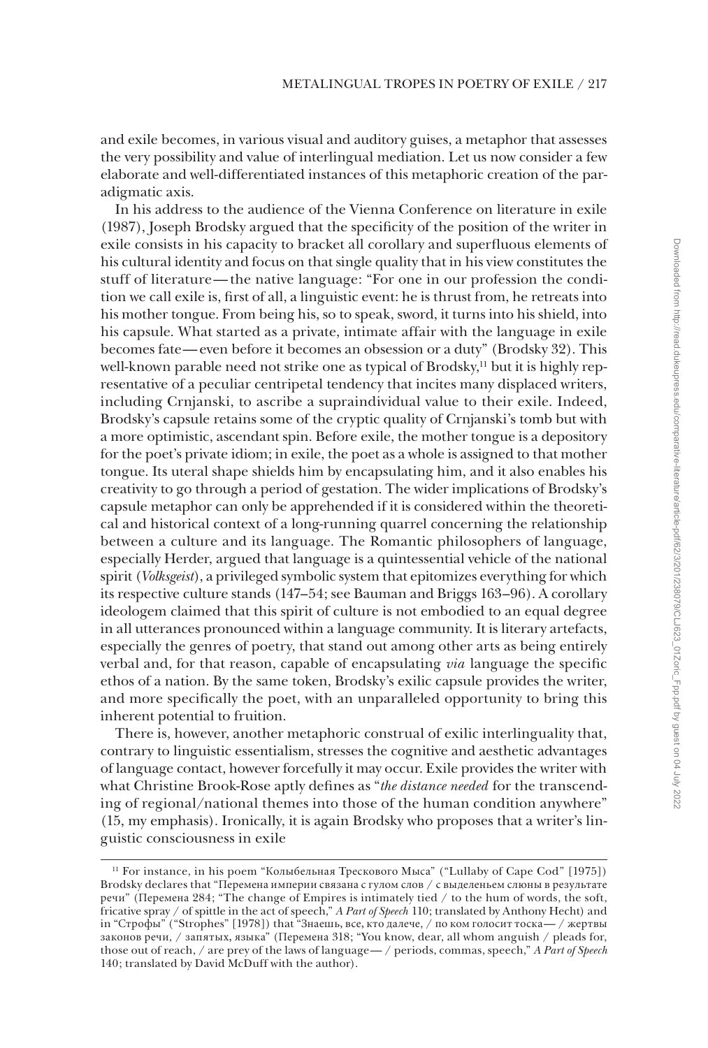and exile becomes, in various visual and auditory guises, a metaphor that assesses the very possibility and value of interlingual mediation. Let us now consider a few elaborate and well-differentiated instances of this metaphoric creation of the paradigmatic axis.

In his address to the audience of the Vienna Conference on literature in exile (1987), Joseph Brodsky argued that the specificity of the position of the writer in exile consists in his capacity to bracket all corollary and superfluous elements of his cultural identity and focus on that single quality that in his view constitutes the stuff of literature—the native language: "For one in our profession the condition we call exile is, first of all, a linguistic event: he is thrust from, he retreats into his mother tongue. From being his, so to speak, sword, it turns into his shield, into his capsule. What started as a private, intimate affair with the language in exile becomes fate—even before it becomes an obsession or a duty" (Brodsky 32). This well-known parable need not strike one as typical of Brodsky,[11] but it is highly representative of a peculiar centripetal tendency that incites many displaced writers, including Crnjanski, to ascribe a supraindividual value to their exile. Indeed, Brodsky's capsule retains some of the cryptic quality of Crnjanski's tomb but with a more optimistic, ascendant spin. Before exile, the mother tongue is a depository for the poet's private idiom; in exile, the poet as a whole is assigned to that mother tongue. Its uteral shape shields him by encapsulating him, and it also enables his creativity to go through a period of gestation. The wider implications of Brodsky's capsule metaphor can only be apprehended if it is considered within the theoretical and historical context of a long-running quarrel concerning the relationship between a culture and its language. The Romantic philosophers of language, especially Herder, argued that language is a quintessential vehicle of the national spirit (*Volksgeist*), a privileged symbolic system that epitomizes everything for which its respective culture stands (147–54; see Bauman and Briggs 163–96). A corollary ideologem claimed that this spirit of culture is not embodied to an equal degree in all utterances pronounced within a language community. It is literary artefacts, especially the genres of poetry, that stand out among other arts as being entirely verbal and, for that reason, capable of encapsulating *via* language the specific ethos of a nation. By the same token, Brodsky's exilic capsule provides the writer, and more specifically the poet, with an unparalleled opportunity to bring this inherent potential to fruition.

There is, however, another metaphoric construal of exilic interlinguality that, contrary to linguistic essentialism, stresses the cognitive and aesthetic advantages of language contact, however forcefully it may occur. Exile provides the writer with what Christine Brook-Rose aptly defines as "*the distance needed* for the transcending of regional/national themes into those of the human condition anywhere" (15, my emphasis). Ironically, it is again Brodsky who proposes that a writer's linguistic consciousness in exile

[11] For instance, in his poem "Колыбельная Трескового Мыса" ("Lullaby of Cape Cod" [1975]) Brodsky declares that "Перемена империи связана с гулом слов / с выделеньем слюны в результате речи" (Перемена 284; "The change of Empires is intimately tied / to the hum of words, the soft, fricative spray / of spittle in the act of speech," *A Part of Speech* 110; translated by Anthony Hecht) and in "Строфы" ("Strophes" [1978]) that "Знаешь, все, кто далече, / по ком голосит тоска— / жертвы законов речи, / запятых, языка" (Перемена 318; "You know, dear, all whom anguish / pleads for, those out of reach, / are prey of the laws of language— / periods, commas, speech," *A Part of Speech* 140; translated by David McDuff with the author).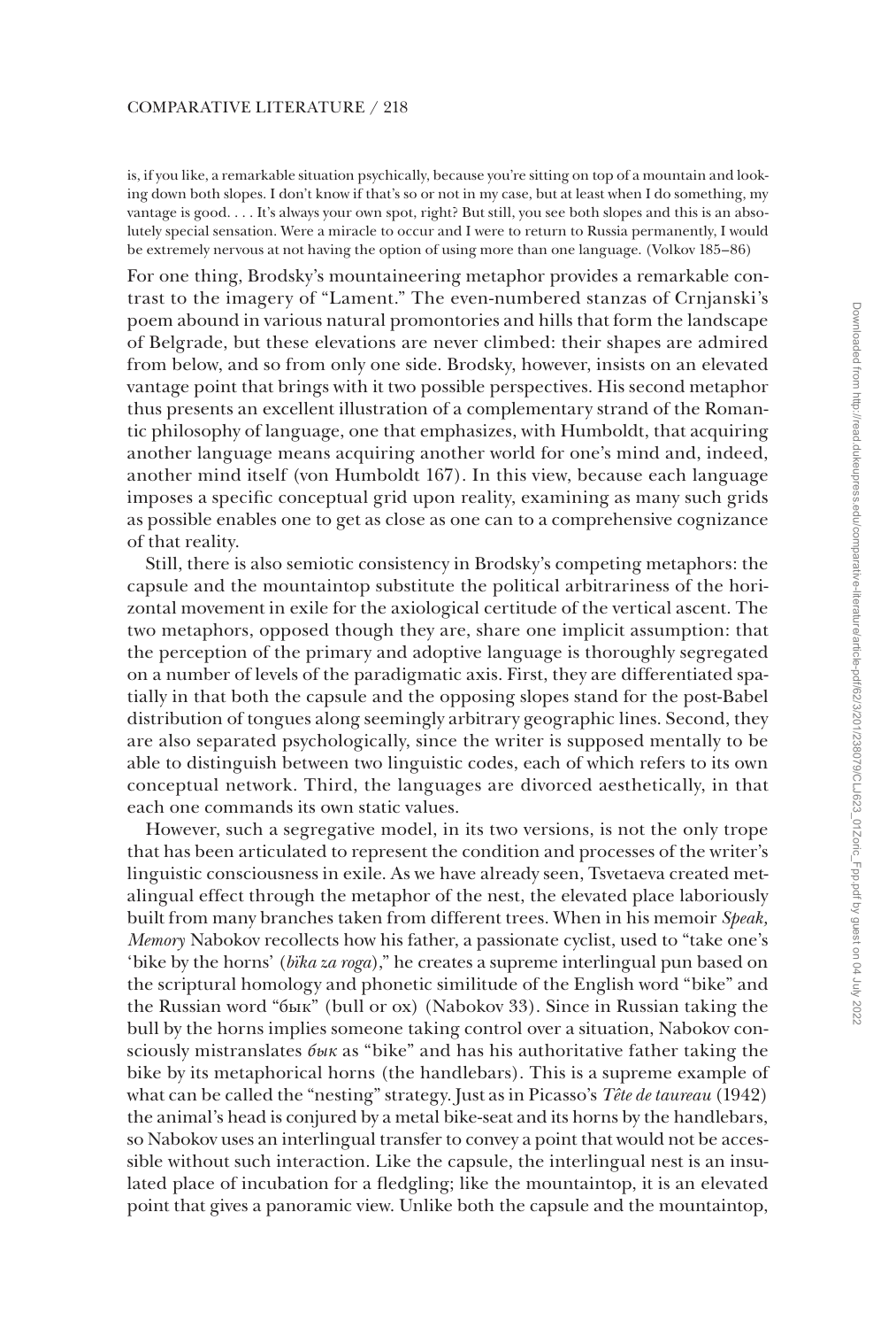is, if you like, a remarkable situation psychically, because you're sitting on top of a mountain and looking down both slopes. I don't know if that's so or not in my case, but at least when I do something, my vantage is good. . . . It's always your own spot, right? But still, you see both slopes and this is an absolutely special sensation. Were a miracle to occur and I were to return to Russia permanently, I would be extremely nervous at not having the option of using more than one language. (Volkov 185–86)

For one thing, Brodsky's mountaineering metaphor provides a remarkable contrast to the imagery of "Lament." The even-numbered stanzas of Crnjanski's poem abound in various natural promontories and hills that form the landscape of Belgrade, but these elevations are never climbed: their shapes are admired from below, and so from only one side. Brodsky, however, insists on an elevated vantage point that brings with it two possible perspectives. His second metaphor thus presents an excellent illustration of a complementary strand of the Romantic philosophy of language, one that emphasizes, with Humboldt, that acquiring another language means acquiring another world for one's mind and, indeed, another mind itself (von Humboldt 167). In this view, because each language imposes a specific conceptual grid upon reality, examining as many such grids as possible enables one to get as close as one can to a comprehensive cognizance of that reality.

Still, there is also semiotic consistency in Brodsky's competing metaphors: the capsule and the mountaintop substitute the political arbitrariness of the horizontal movement in exile for the axiological certitude of the vertical ascent. The two metaphors, opposed though they are, share one implicit assumption: that the perception of the primary and adoptive language is thoroughly segregated on a number of levels of the paradigmatic axis. First, they are differentiated spatially in that both the capsule and the opposing slopes stand for the post-Babel distribution of tongues along seemingly arbitrary geographic lines. Second, they are also separated psychologically, since the writer is supposed mentally to be able to distinguish between two linguistic codes, each of which refers to its own conceptual network. Third, the languages are divorced aesthetically, in that each one commands its own static values.

However, such a segregative model, in its two versions, is not the only trope that has been articulated to represent the condition and processes of the writer's linguistic consciousness in exile. As we have already seen, Tsvetaeva created metalingual effect through the metaphor of the nest, the elevated place laboriously built from many branches taken from different trees. When in his memoir *Speak, Memory* Nabokov recollects how his father, a passionate cyclist, used to "take one's 'bike by the horns' (*bĭka za roga*)," he creates a supreme interlingual pun based on the scriptural homology and phonetic similitude of the English word "bike" and the Russian word "бык" (bull or ox) (Nabokov 33). Since in Russian taking the bull by the horns implies someone taking control over a situation, Nabokov consciously mistranslates *бык* as "bike" and has his authoritative father taking the bike by its metaphorical horns (the handlebars). This is a supreme example of what can be called the "nesting" strategy. Just as in Picasso's *Tête de taureau* (1942) the animal's head is conjured by a metal bike-seat and its horns by the handlebars, so Nabokov uses an interlingual transfer to convey a point that would not be accessible without such interaction. Like the capsule, the interlingual nest is an insulated place of incubation for a fledgling; like the mountaintop, it is an elevated point that gives a panoramic view. Unlike both the capsule and the mountaintop,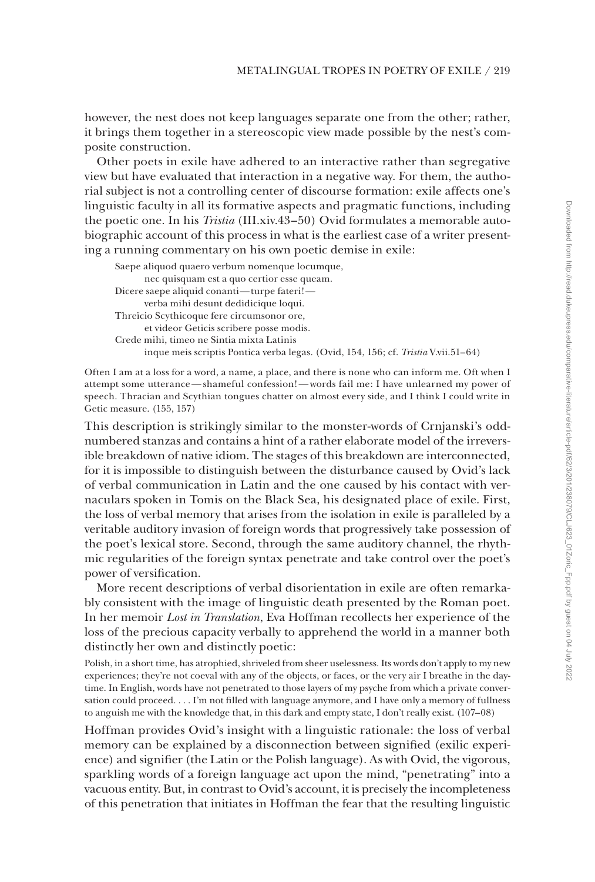however, the nest does not keep languages separate one from the other; rather, it brings them together in a stereoscopic view made possible by the nest's composite construction.

Other poets in exile have adhered to an interactive rather than segregative view but have evaluated that interaction in a negative way. For them, the authorial subject is not a controlling center of discourse formation: exile affects one's linguistic faculty in all its formative aspects and pragmatic functions, including the poetic one. In his *Tristia* (III.xiv.43–50) Ovid formulates a memorable autobiographic account of this process in what is the earliest case of a writer presenting a running commentary on his own poetic demise in exile:

> Saepe aliquod quaero verbum nomenque locumque,
> nec quisquam est a quo certior esse queam.
> Dicere saepe aliquid conanti—turpe fateri!—
> verba mihi desunt dedidicique loqui.
> Threïcio Scythicoque fere circumsonor ore,
> et videor Geticis scribere posse modis.
> Crede mihi, timeo ne Sintia mixta Latinis
> inque meis scriptis Pontica verba legas. (Ovid, 154, 156; cf. *Tristia* V.vii.51–64)

Often I am at a loss for a word, a name, a place, and there is none who can inform me. Oft when I attempt some utterance—shameful confession!—words fail me: I have unlearned my power of speech. Thracian and Scythian tongues chatter on almost every side, and I think I could write in Getic measure. (155, 157)

This description is strikingly similar to the monster-words of Crnjanski's odd-numbered stanzas and contains a hint of a rather elaborate model of the irreversible breakdown of native idiom. The stages of this breakdown are interconnected, for it is impossible to distinguish between the disturbance caused by Ovid's lack of verbal communication in Latin and the one caused by his contact with vernaculars spoken in Tomis on the Black Sea, his designated place of exile. First, the loss of verbal memory that arises from the isolation in exile is paralleled by a veritable auditory invasion of foreign words that progressively take possession of the poet's lexical store. Second, through the same auditory channel, the rhythmic regularities of the foreign syntax penetrate and take control over the poet's power of versification.

More recent descriptions of verbal disorientation in exile are often remarkably consistent with the image of linguistic death presented by the Roman poet. In her memoir *Lost in Translation*, Eva Hoffman recollects her experience of the loss of the precious capacity verbally to apprehend the world in a manner both distinctly her own and distinctly poetic:

> Polish, in a short time, has atrophied, shriveled from sheer uselessness. Its words don't apply to my new experiences; they're not coeval with any of the objects, or faces, or the very air I breathe in the daytime. In English, words have not penetrated to those layers of my psyche from which a private conversation could proceed. . . . I'm not filled with language anymore, and I have only a memory of fullness to anguish me with the knowledge that, in this dark and empty state, I don't really exist. (107–08)

Hoffman provides Ovid's insight with a linguistic rationale: the loss of verbal memory can be explained by a disconnection between signified (exilic experience) and signifier (the Latin or the Polish language). As with Ovid, the vigorous, sparkling words of a foreign language act upon the mind, "penetrating" into a vacuous entity. But, in contrast to Ovid's account, it is precisely the incompleteness of this penetration that initiates in Hoffman the fear that the resulting linguistic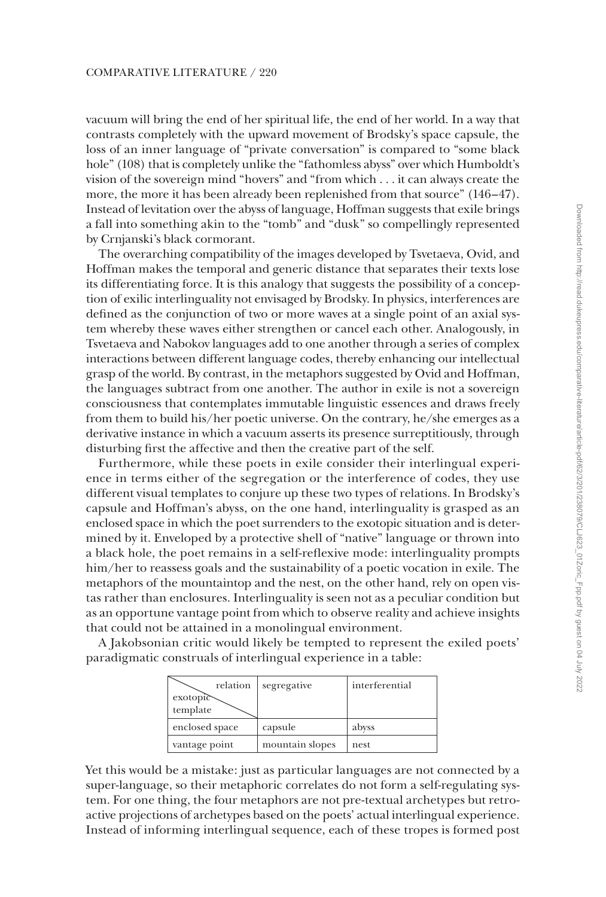vacuum will bring the end of her spiritual life, the end of her world. In a way that contrasts completely with the upward movement of Brodsky's space capsule, the loss of an inner language of "private conversation" is compared to "some black hole" (108) that is completely unlike the "fathomless abyss" over which Humboldt's vision of the sovereign mind "hovers" and "from which . . . it can always create the more, the more it has been already been replenished from that source" (146–47). Instead of levitation over the abyss of language, Hoffman suggests that exile brings a fall into something akin to the "tomb" and "dusk" so compellingly represented by Crnjanski's black cormorant.

The overarching compatibility of the images developed by Tsvetaeva, Ovid, and Hoffman makes the temporal and generic distance that separates their texts lose its differentiating force. It is this analogy that suggests the possibility of a conception of exilic interlinguality not envisaged by Brodsky. In physics, interferences are defined as the conjunction of two or more waves at a single point of an axial system whereby these waves either strengthen or cancel each other. Analogously, in Tsvetaeva and Nabokov languages add to one another through a series of complex interactions between different language codes, thereby enhancing our intellectual grasp of the world. By contrast, in the metaphors suggested by Ovid and Hoffman, the languages subtract from one another. The author in exile is not a sovereign consciousness that contemplates immutable linguistic essences and draws freely from them to build his/her poetic universe. On the contrary, he/she emerges as a derivative instance in which a vacuum asserts its presence surreptitiously, through disturbing first the affective and then the creative part of the self.

Furthermore, while these poets in exile consider their interlingual experience in terms either of the segregation or the interference of codes, they use different visual templates to conjure up these two types of relations. In Brodsky's capsule and Hoffman's abyss, on the one hand, interlinguality is grasped as an enclosed space in which the poet surrenders to the exotopic situation and is determined by it. Enveloped by a protective shell of "native" language or thrown into a black hole, the poet remains in a self-reflexive mode: interlinguality prompts him/her to reassess goals and the sustainability of a poetic vocation in exile. The metaphors of the mountaintop and the nest, on the other hand, rely on open vistas rather than enclosures. Interlinguality is seen not as a peculiar condition but as an opportune vantage point from which to observe reality and achieve insights that could not be attained in a monolingual environment.

A Jakobsonian critic would likely be tempted to represent the exiled poets' paradigmatic construals of interlingual experience in a table:

| relation / exotopic template | segregative | interferential |
|---|---|---|
| enclosed space | capsule | abyss |
| vantage point | mountain slopes | nest |

Yet this would be a mistake: just as particular languages are not connected by a super-language, so their metaphoric correlates do not form a self-regulating system. For one thing, the four metaphors are not pre-textual archetypes but retroactive projections of archetypes based on the poets' actual interlingual experience. Instead of informing interlingual sequence, each of these tropes is formed post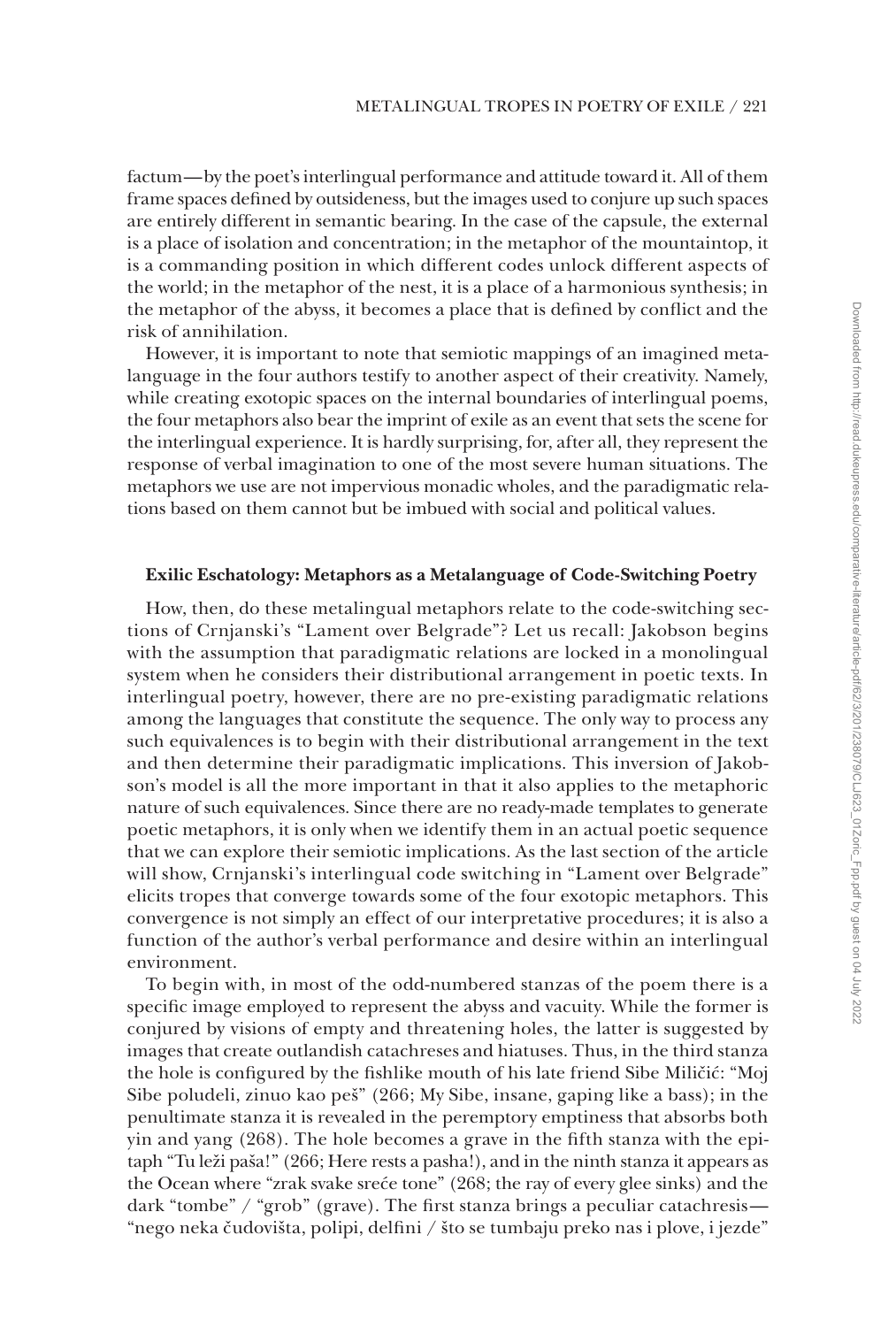factum—by the poet's interlingual performance and attitude toward it. All of them frame spaces defined by outsideness, but the images used to conjure up such spaces are entirely different in semantic bearing. In the case of the capsule, the external is a place of isolation and concentration; in the metaphor of the mountaintop, it is a commanding position in which different codes unlock different aspects of the world; in the metaphor of the nest, it is a place of a harmonious synthesis; in the metaphor of the abyss, it becomes a place that is defined by conflict and the risk of annihilation.

However, it is important to note that semiotic mappings of an imagined metalanguage in the four authors testify to another aspect of their creativity. Namely, while creating exotopic spaces on the internal boundaries of interlingual poems, the four metaphors also bear the imprint of exile as an event that sets the scene for the interlingual experience. It is hardly surprising, for, after all, they represent the response of verbal imagination to one of the most severe human situations. The metaphors we use are not impervious monadic wholes, and the paradigmatic relations based on them cannot but be imbued with social and political values.

### Exilic Eschatology: Metaphors as a Metalanguage of Code-Switching Poetry

How, then, do these metalingual metaphors relate to the code-switching sections of Crnjanski's "Lament over Belgrade"? Let us recall: Jakobson begins with the assumption that paradigmatic relations are locked in a monolingual system when he considers their distributional arrangement in poetic texts. In interlingual poetry, however, there are no pre-existing paradigmatic relations among the languages that constitute the sequence. The only way to process any such equivalences is to begin with their distributional arrangement in the text and then determine their paradigmatic implications. This inversion of Jakobson's model is all the more important in that it also applies to the metaphoric nature of such equivalences. Since there are no ready-made templates to generate poetic metaphors, it is only when we identify them in an actual poetic sequence that we can explore their semiotic implications. As the last section of the article will show, Crnjanski's interlingual code switching in "Lament over Belgrade" elicits tropes that converge towards some of the four exotopic metaphors. This convergence is not simply an effect of our interpretative procedures; it is also a function of the author's verbal performance and desire within an interlingual environment.

To begin with, in most of the odd-numbered stanzas of the poem there is a specific image employed to represent the abyss and vacuity. While the former is conjured by visions of empty and threatening holes, the latter is suggested by images that create outlandish catachreses and hiatuses. Thus, in the third stanza the hole is configured by the fishlike mouth of his late friend Sibe Miličić: "Moj Sibe poludeli, zinuo kao peš" (266; My Sibe, insane, gaping like a bass); in the penultimate stanza it is revealed in the peremptory emptiness that absorbs both yin and yang (268). The hole becomes a grave in the fifth stanza with the epitaph "Tu leži paša!" (266; Here rests a pasha!), and in the ninth stanza it appears as the Ocean where "zrak svake sreće tone" (268; the ray of every glee sinks) and the dark "tombe" / "grob" (grave). The first stanza brings a peculiar catachresis—"nego neka čudovišta, polipi, delfini / što se tumbaju preko nas i plove, i jezde"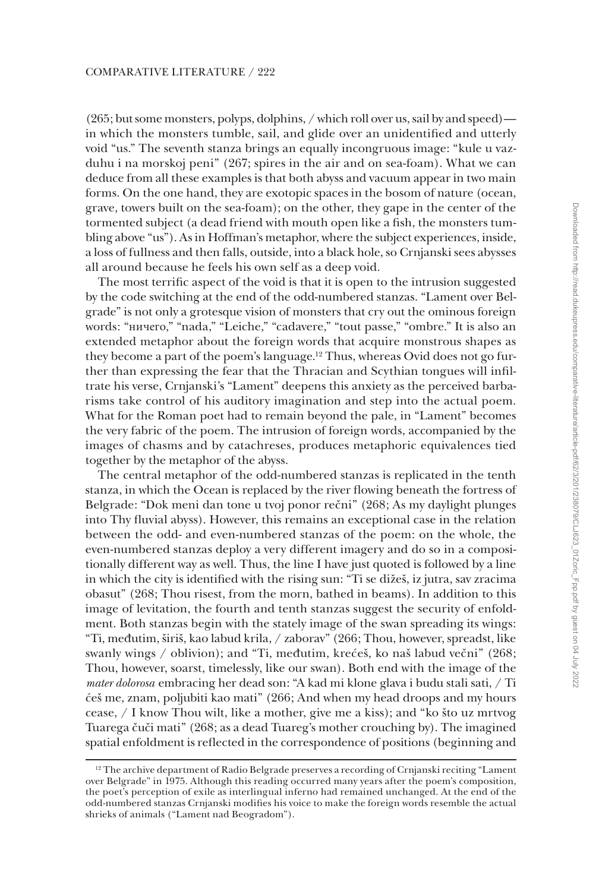(265; but some monsters, polyps, dolphins, / which roll over us, sail by and speed)—in which the monsters tumble, sail, and glide over an unidentified and utterly void "us." The seventh stanza brings an equally incongruous image: "kule u vazduhu i na morskoj peni" (267; spires in the air and on sea-foam). What we can deduce from all these examples is that both abyss and vacuum appear in two main forms. On the one hand, they are exotopic spaces in the bosom of nature (ocean, grave, towers built on the sea-foam); on the other, they gape in the center of the tormented subject (a dead friend with mouth open like a fish, the monsters tumbling above "us"). As in Hoffman's metaphor, where the subject experiences, inside, a loss of fullness and then falls, outside, into a black hole, so Crnjanski sees abysses all around because he feels his own self as a deep void.

The most terrific aspect of the void is that it is open to the intrusion suggested by the code switching at the end of the odd-numbered stanzas. "Lament over Belgrade" is not only a grotesque vision of monsters that cry out the ominous foreign words: "ничего," "nada," "Leiche," "cadavere," "tout passe," "ombre." It is also an extended metaphor about the foreign words that acquire monstrous shapes as they become a part of the poem's language.[12] Thus, whereas Ovid does not go further than expressing the fear that the Thracian and Scythian tongues will infiltrate his verse, Crnjanski's "Lament" deepens this anxiety as the perceived barbarisms take control of his auditory imagination and step into the actual poem. What for the Roman poet had to remain beyond the pale, in "Lament" becomes the very fabric of the poem. The intrusion of foreign words, accompanied by the images of chasms and by catachreses, produces metaphoric equivalences tied together by the metaphor of the abyss.

The central metaphor of the odd-numbered stanzas is replicated in the tenth stanza, in which the Ocean is replaced by the river flowing beneath the fortress of Belgrade: "Dok meni dan tone u tvoj ponor rečni" (268; As my daylight plunges into Thy fluvial abyss). However, this remains an exceptional case in the relation between the odd- and even-numbered stanzas of the poem: on the whole, the even-numbered stanzas deploy a very different imagery and do so in a compositionally different way as well. Thus, the line I have just quoted is followed by a line in which the city is identified with the rising sun: "Ti se dižeš, iz jutra, sav zracima obasut" (268; Thou risest, from the morn, bathed in beams). In addition to this image of levitation, the fourth and tenth stanzas suggest the security of enfoldment. Both stanzas begin with the stately image of the swan spreading its wings: "Ti, međutim, širiš, kao labud krila, / zaborav" (266; Thou, however, spreadst, like swanly wings / oblivion); and "Ti, međutim, krećeš, ko naš labud večni" (268; Thou, however, soarst, timelessly, like our swan). Both end with the image of the *mater dolorosa* embracing her dead son: "A kad mi klone glava i budu stali sati, / Ti ćeš me, znam, poljubiti kao mati" (266; And when my head droops and my hours cease, / I know Thou wilt, like a mother, give me a kiss); and "ko što uz mrtvog Tuarega čuči mati" (268; as a dead Tuareg's mother crouching by). The imagined spatial enfoldment is reflected in the correspondence of positions (beginning and

[12] The archive department of Radio Belgrade preserves a recording of Crnjanski reciting "Lament over Belgrade" in 1975. Although this reading occurred many years after the poem's composition, the poet's perception of exile as interlingual inferno had remained unchanged. At the end of the odd-numbered stanzas Crnjanski modifies his voice to make the foreign words resemble the actual shrieks of animals ("Lament nad Beogradom").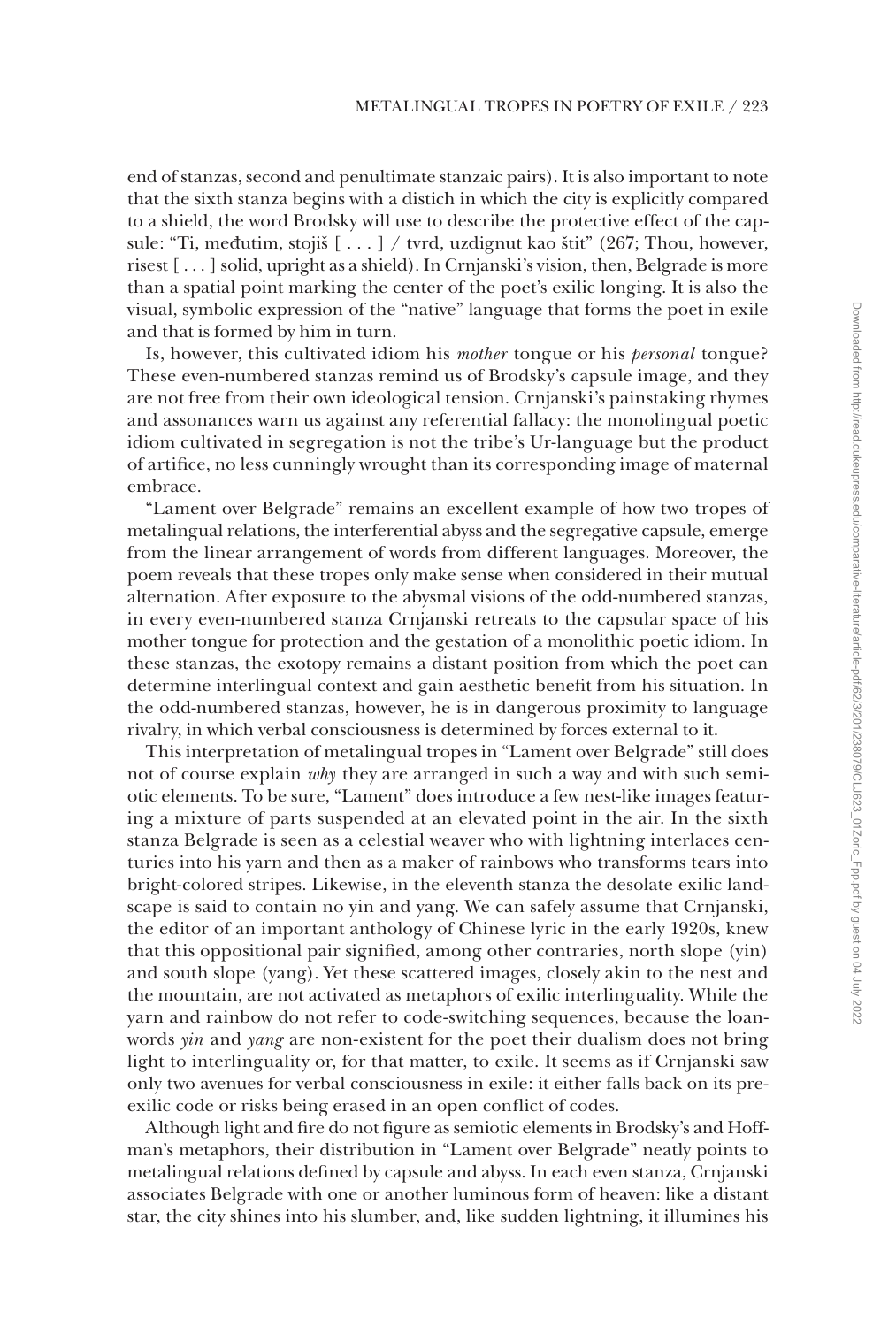end of stanzas, second and penultimate stanzaic pairs). It is also important to note that the sixth stanza begins with a distich in which the city is explicitly compared to a shield, the word Brodsky will use to describe the protective effect of the capsule: "Ti, međutim, stojiš [ . . . ] / tvrd, uzdignut kao štit" (267; Thou, however, risest [ . . . ] solid, upright as a shield). In Crnjanski's vision, then, Belgrade is more than a spatial point marking the center of the poet's exilic longing. It is also the visual, symbolic expression of the "native" language that forms the poet in exile and that is formed by him in turn.

Is, however, this cultivated idiom his *mother* tongue or his *personal* tongue? These even-numbered stanzas remind us of Brodsky's capsule image, and they are not free from their own ideological tension. Crnjanski's painstaking rhymes and assonances warn us against any referential fallacy: the monolingual poetic idiom cultivated in segregation is not the tribe's Ur-language but the product of artifice, no less cunningly wrought than its corresponding image of maternal embrace.

"Lament over Belgrade" remains an excellent example of how two tropes of metalingual relations, the interferential abyss and the segregative capsule, emerge from the linear arrangement of words from different languages. Moreover, the poem reveals that these tropes only make sense when considered in their mutual alternation. After exposure to the abysmal visions of the odd-numbered stanzas, in every even-numbered stanza Crnjanski retreats to the capsular space of his mother tongue for protection and the gestation of a monolithic poetic idiom. In these stanzas, the exotopy remains a distant position from which the poet can determine interlingual context and gain aesthetic benefit from his situation. In the odd-numbered stanzas, however, he is in dangerous proximity to language rivalry, in which verbal consciousness is determined by forces external to it.

This interpretation of metalingual tropes in "Lament over Belgrade" still does not of course explain *why* they are arranged in such a way and with such semiotic elements. To be sure, "Lament" does introduce a few nest-like images featuring a mixture of parts suspended at an elevated point in the air. In the sixth stanza Belgrade is seen as a celestial weaver who with lightning interlaces centuries into his yarn and then as a maker of rainbows who transforms tears into bright-colored stripes. Likewise, in the eleventh stanza the desolate exilic landscape is said to contain no yin and yang. We can safely assume that Crnjanski, the editor of an important anthology of Chinese lyric in the early 1920s, knew that this oppositional pair signified, among other contraries, north slope (yin) and south slope (yang). Yet these scattered images, closely akin to the nest and the mountain, are not activated as metaphors of exilic interlinguality. While the yarn and rainbow do not refer to code-switching sequences, because the loanwords *yin* and *yang* are non-existent for the poet their dualism does not bring light to interlinguality or, for that matter, to exile. It seems as if Crnjanski saw only two avenues for verbal consciousness in exile: it either falls back on its pre-exilic code or risks being erased in an open conflict of codes.

Although light and fire do not figure as semiotic elements in Brodsky's and Hoffman's metaphors, their distribution in "Lament over Belgrade" neatly points to metalingual relations defined by capsule and abyss. In each even stanza, Crnjanski associates Belgrade with one or another luminous form of heaven: like a distant star, the city shines into his slumber, and, like sudden lightning, it illumines his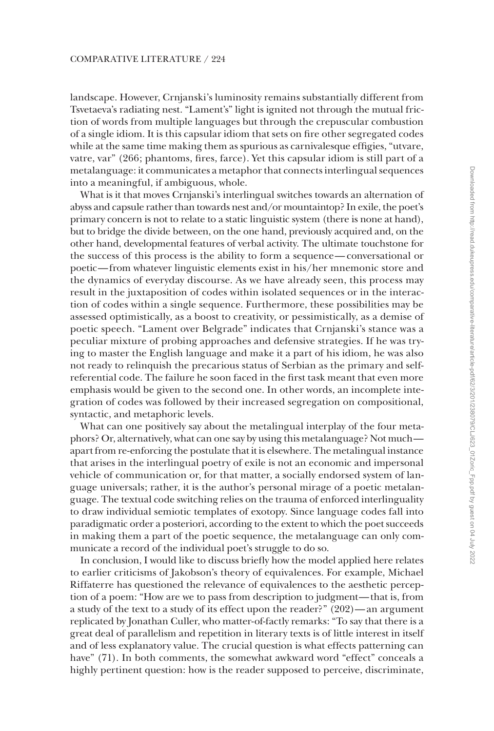landscape. However, Crnjanski's luminosity remains substantially different from Tsvetaeva's radiating nest. "Lament's" light is ignited not through the mutual friction of words from multiple languages but through the crepuscular combustion of a single idiom. It is this capsular idiom that sets on fire other segregated codes while at the same time making them as spurious as carnivalesque effigies, "utvare, vatre, var" (266; phantoms, fires, farce). Yet this capsular idiom is still part of a metalanguage: it communicates a metaphor that connects interlingual sequences into a meaningful, if ambiguous, whole.

What is it that moves Crnjanski's interlingual switches towards an alternation of abyss and capsule rather than towards nest and/or mountaintop? In exile, the poet's primary concern is not to relate to a static linguistic system (there is none at hand), but to bridge the divide between, on the one hand, previously acquired and, on the other hand, developmental features of verbal activity. The ultimate touchstone for the success of this process is the ability to form a sequence—conversational or poetic—from whatever linguistic elements exist in his/her mnemonic store and the dynamics of everyday discourse. As we have already seen, this process may result in the juxtaposition of codes within isolated sequences or in the interaction of codes within a single sequence. Furthermore, these possibilities may be assessed optimistically, as a boost to creativity, or pessimistically, as a demise of poetic speech. "Lament over Belgrade" indicates that Crnjanski's stance was a peculiar mixture of probing approaches and defensive strategies. If he was trying to master the English language and make it a part of his idiom, he was also not ready to relinquish the precarious status of Serbian as the primary and self-referential code. The failure he soon faced in the first task meant that even more emphasis would be given to the second one. In other words, an incomplete integration of codes was followed by their increased segregation on compositional, syntactic, and metaphoric levels.

What can one positively say about the metalingual interplay of the four metaphors? Or, alternatively, what can one say by using this metalanguage? Not much—apart from re-enforcing the postulate that it is elsewhere. The metalingual instance that arises in the interlingual poetry of exile is not an economic and impersonal vehicle of communication or, for that matter, a socially endorsed system of language universals; rather, it is the author's personal mirage of a poetic metalanguage. The textual code switching relies on the trauma of enforced interlinguality to draw individual semiotic templates of exotopy. Since language codes fall into paradigmatic order a posteriori, according to the extent to which the poet succeeds in making them a part of the poetic sequence, the metalanguage can only communicate a record of the individual poet's struggle to do so.

In conclusion, I would like to discuss briefly how the model applied here relates to earlier criticisms of Jakobson's theory of equivalences. For example, Michael Riffaterre has questioned the relevance of equivalences to the aesthetic perception of a poem: "How are we to pass from description to judgment—that is, from a study of the text to a study of its effect upon the reader?" (202)—an argument replicated by Jonathan Culler, who matter-of-factly remarks: "To say that there is a great deal of parallelism and repetition in literary texts is of little interest in itself and of less explanatory value. The crucial question is what effects patterning can have" (71). In both comments, the somewhat awkward word "effect" conceals a highly pertinent question: how is the reader supposed to perceive, discriminate,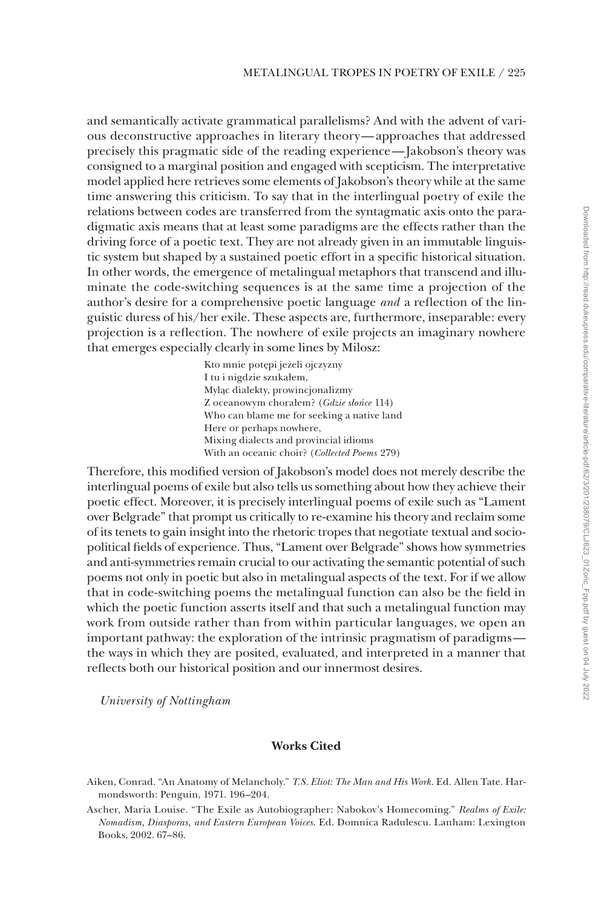and semantically activate grammatical parallelisms? And with the advent of various deconstructive approaches in literary theory—approaches that addressed precisely this pragmatic side of the reading experience—Jakobson's theory was consigned to a marginal position and engaged with scepticism. The interpretative model applied here retrieves some elements of Jakobson's theory while at the same time answering this criticism. To say that in the interlingual poetry of exile the relations between codes are transferred from the syntagmatic axis onto the paradigmatic axis means that at least some paradigms are the effects rather than the driving force of a poetic text. They are not already given in an immutable linguistic system but shaped by a sustained poetic effort in a specific historical situation. In other words, the emergence of metalingual metaphors that transcend and illuminate the code-switching sequences is at the same time a projection of the author's desire for a comprehensive poetic language *and* a reflection of the linguistic duress of his/her exile. These aspects are, furthermore, inseparable: every projection is a reflection. The nowhere of exile projects an imaginary nowhere that emerges especially clearly in some lines by Milosz:

> Kto mnie potępi jeżeli ojczyzny
> I tu i nigdzie szukałem,
> Myląc dialekty, prowincjonalizmy
> Z oceanowym chorałem? (*Gdzie słońce* 114)
> Who can blame me for seeking a native land
> Here or perhaps nowhere,
> Mixing dialects and provincial idioms
> With an oceanic choir? (*Collected Poems* 279)

Therefore, this modified version of Jakobson's model does not merely describe the interlingual poems of exile but also tells us something about how they achieve their poetic effect. Moreover, it is precisely interlingual poems of exile such as "Lament over Belgrade" that prompt us critically to re-examine his theory and reclaim some of its tenets to gain insight into the rhetoric tropes that negotiate textual and sociopolitical fields of experience. Thus, "Lament over Belgrade" shows how symmetries and anti-symmetries remain crucial to our activating the semantic potential of such poems not only in poetic but also in metalingual aspects of the text. For if we allow that in code-switching poems the metalingual function can also be the field in which the poetic function asserts itself and that such a metalingual function may work from outside rather than from within particular languages, we open an important pathway: the exploration of the intrinsic pragmatism of paradigms—the ways in which they are posited, evaluated, and interpreted in a manner that reflects both our historical position and our innermost desires.

*University of Nottingham*

## Works Cited

Aiken, Conrad. "An Anatomy of Melancholy." *T.S. Eliot: The Man and His Work*. Ed. Allen Tate. Harmondsworth: Penguin, 1971. 196–204.

Ascher, Maria Louise. "The Exile as Autobiographer: Nabokov's Homecoming." *Realms of Exile: Nomadism, Diasporas, and Eastern European Voices.* Ed. Domnica Radulescu. Lanham: Lexington Books, 2002. 67–86.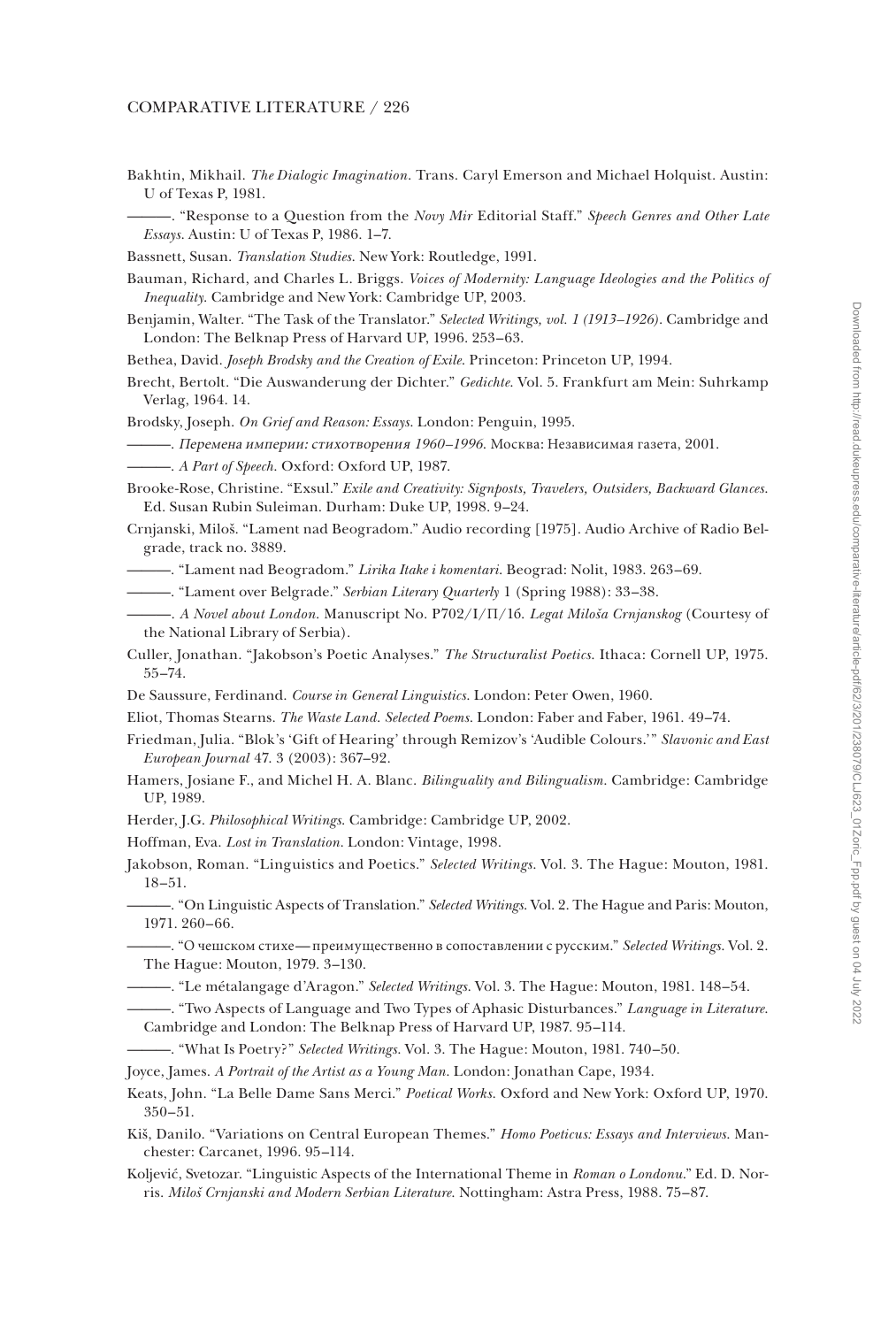Bakhtin, Mikhail. *The Dialogic Imagination.* Trans. Caryl Emerson and Michael Holquist. Austin: U of Texas P, 1981.

———. "Response to a Question from the *Novy Mir* Editorial Staff." *Speech Genres and Other Late Essays.* Austin: U of Texas P, 1986. 1–7.

Bassnett, Susan. *Translation Studies.* New York: Routledge, 1991.

Bauman, Richard, and Charles L. Briggs. *Voices of Modernity: Language Ideologies and the Politics of Inequality.* Cambridge and New York: Cambridge UP, 2003.

Benjamin, Walter. "The Task of the Translator." *Selected Writings, vol. 1 (1913–1926).* Cambridge and London: The Belknap Press of Harvard UP, 1996. 253–63.

Bethea, David. *Joseph Brodsky and the Creation of Exile.* Princeton: Princeton UP, 1994.

Brecht, Bertolt. "Die Auswanderung der Dichter." *Gedichte.* Vol. 5. Frankfurt am Mein: Suhrkamp Verlag, 1964. 14.

Brodsky, Joseph. *On Grief and Reason: Essays.* London: Penguin, 1995.

———. *Перемена империи: стихотворения 1960–1996.* Москва: Независимая газета, 2001.

———. *A Part of Speech.* Oxford: Oxford UP, 1987.

Brooke-Rose, Christine. "Exsul." *Exile and Creativity: Signposts, Travelers, Outsiders, Backward Glances.* Ed. Susan Rubin Suleiman. Durham: Duke UP, 1998. 9–24.

Crnjanski, Miloš. "Lament nad Beogradom." Audio recording [1975]. Audio Archive of Radio Belgrade, track no. 3889.

———. "Lament nad Beogradom." *Lirika Itake i komentari.* Beograd: Nolit, 1983. 263–69.

———. "Lament over Belgrade." *Serbian Literary Quarterly* 1 (Spring 1988): 33–38.

———. *A Novel about London.* Manuscript No. P702/I/П/16. *Legat Miloša Crnjanskog* (Courtesy of the National Library of Serbia).

Culler, Jonathan. "Jakobson's Poetic Analyses." *The Structuralist Poetics.* Ithaca: Cornell UP, 1975. 55–74.

De Saussure, Ferdinand. *Course in General Linguistics.* London: Peter Owen, 1960.

Eliot, Thomas Stearns. *The Waste Land. Selected Poems.* London: Faber and Faber, 1961. 49–74.

Friedman, Julia. "Blok's 'Gift of Hearing' through Remizov's 'Audible Colours.'" *Slavonic and East European Journal* 47. 3 (2003): 367–92.

Hamers, Josiane F., and Michel H. A. Blanc. *Bilinguality and Bilingualism.* Cambridge: Cambridge UP, 1989.

Herder, J.G. *Philosophical Writings.* Cambridge: Cambridge UP, 2002.

Hoffman, Eva. *Lost in Translation.* London: Vintage, 1998.

Jakobson, Roman. "Linguistics and Poetics." *Selected Writings.* Vol. 3. The Hague: Mouton, 1981. 18–51.

———. "On Linguistic Aspects of Translation." *Selected Writings.* Vol. 2. The Hague and Paris: Mouton, 1971. 260–66.

———. "О чешском стихе—преимущественно в сопоставлении с русским." *Selected Writings.* Vol. 2. The Hague: Mouton, 1979. 3–130.

———. "Le métalangage d'Aragon." *Selected Writings.* Vol. 3. The Hague: Mouton, 1981. 148–54.

———. "Two Aspects of Language and Two Types of Aphasic Disturbances." *Language in Literature.* Cambridge and London: The Belknap Press of Harvard UP, 1987. 95–114.

———. "What Is Poetry?" *Selected Writings.* Vol. 3. The Hague: Mouton, 1981. 740–50.

Joyce, James. *A Portrait of the Artist as a Young Man.* London: Jonathan Cape, 1934.

Keats, John. "La Belle Dame Sans Merci." *Poetical Works.* Oxford and New York: Oxford UP, 1970. 350–51.

Kiš, Danilo. "Variations on Central European Themes." *Homo Poeticus: Essays and Interviews.* Manchester: Carcanet, 1996. 95–114.

Koljević, Svetozar. "Linguistic Aspects of the International Theme in *Roman o Londonu.*" Ed. D. Norris. *Miloš Crnjanski and Modern Serbian Literature.* Nottingham: Astra Press, 1988. 75–87.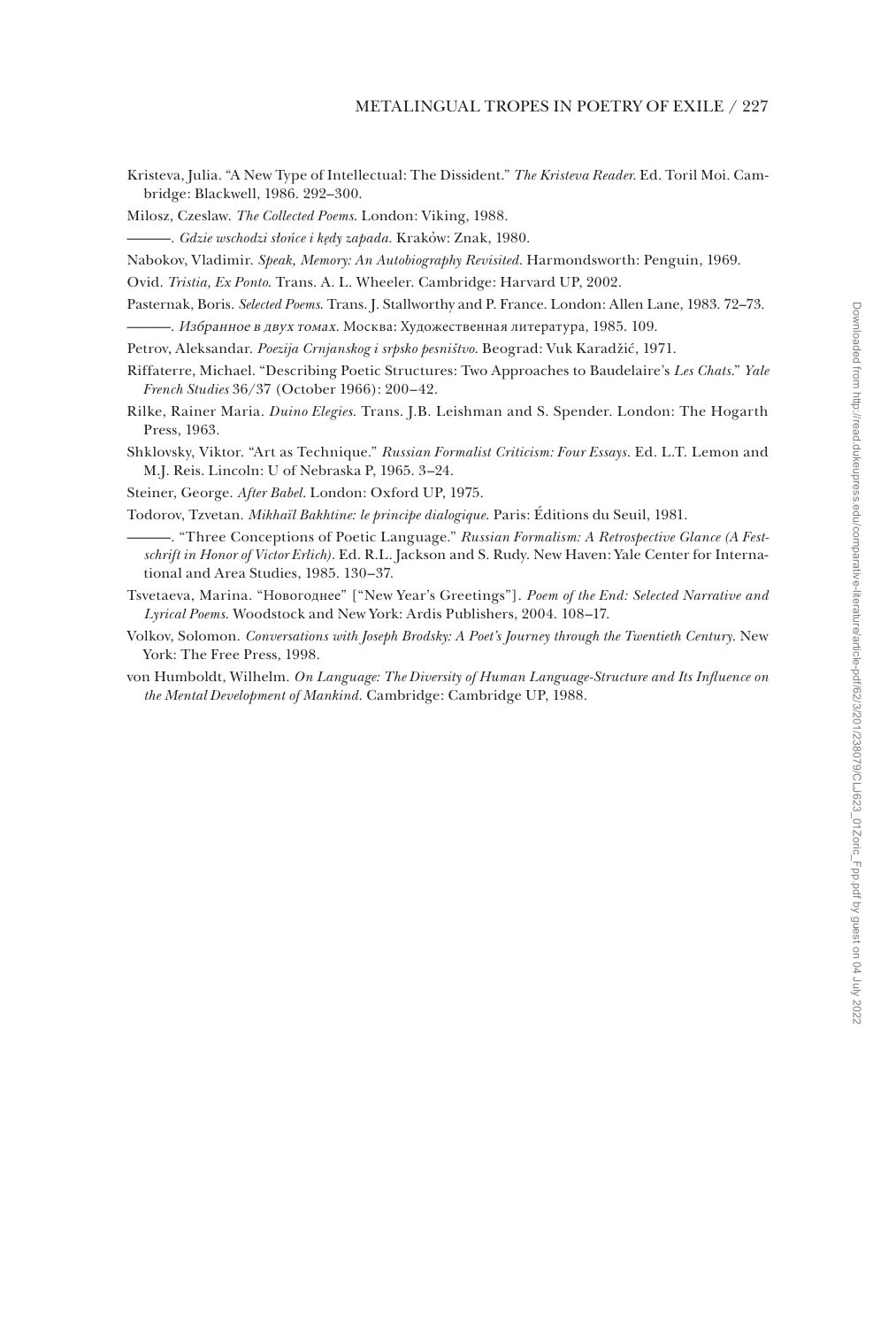Kristeva, Julia. "A New Type of Intellectual: The Dissident." *The Kristeva Reader*. Ed. Toril Moi. Cambridge: Blackwell, 1986. 292–300.

Milosz, Czeslaw. *The Collected Poems*. London: Viking, 1988.

———. *Gdzie wschodzi słońce i kędy zapada*. Kraków: Znak, 1980.

Nabokov, Vladimir. *Speak, Memory: An Autobiography Revisited*. Harmondsworth: Penguin, 1969.

Ovid. *Tristia, Ex Ponto*. Trans. A. L. Wheeler. Cambridge: Harvard UP, 2002.

Pasternak, Boris. *Selected Poems*. Trans. J. Stallworthy and P. France. London: Allen Lane, 1983. 72–73.

———. *Избранное в двух томах*. Москва: Художественная литература, 1985. 109.

Petrov, Aleksandar. *Poezija Crnjanskog i srpsko pesništvo*. Beograd: Vuk Karadžić, 1971.

Riffaterre, Michael. "Describing Poetic Structures: Two Approaches to Baudelaire's *Les Chats*." *Yale French Studies* 36/37 (October 1966): 200–42.

Rilke, Rainer Maria. *Duino Elegies*. Trans. J.B. Leishman and S. Spender. London: The Hogarth Press, 1963.

Shklovsky, Viktor. "Art as Technique." *Russian Formalist Criticism: Four Essays*. Ed. L.T. Lemon and M.J. Reis. Lincoln: U of Nebraska P, 1965. 3–24.

Steiner, George. *After Babel*. London: Oxford UP, 1975.

Todorov, Tzvetan. *Mikhaïl Bakhtine: le principe dialogique*. Paris: Éditions du Seuil, 1981.

———. "Three Conceptions of Poetic Language." *Russian Formalism: A Retrospective Glance (A Festschrift in Honor of Victor Erlich)*. Ed. R.L. Jackson and S. Rudy. New Haven: Yale Center for International and Area Studies, 1985. 130–37.

Tsvetaeva, Marina. "Новогоднее" ["New Year's Greetings"]. *Poem of the End: Selected Narrative and Lyrical Poems*. Woodstock and New York: Ardis Publishers, 2004. 108–17.

Volkov, Solomon. *Conversations with Joseph Brodsky: A Poet's Journey through the Twentieth Century*. New York: The Free Press, 1998.

von Humboldt, Wilhelm. *On Language: The Diversity of Human Language-Structure and Its Influence on the Mental Development of Mankind*. Cambridge: Cambridge UP, 1988.